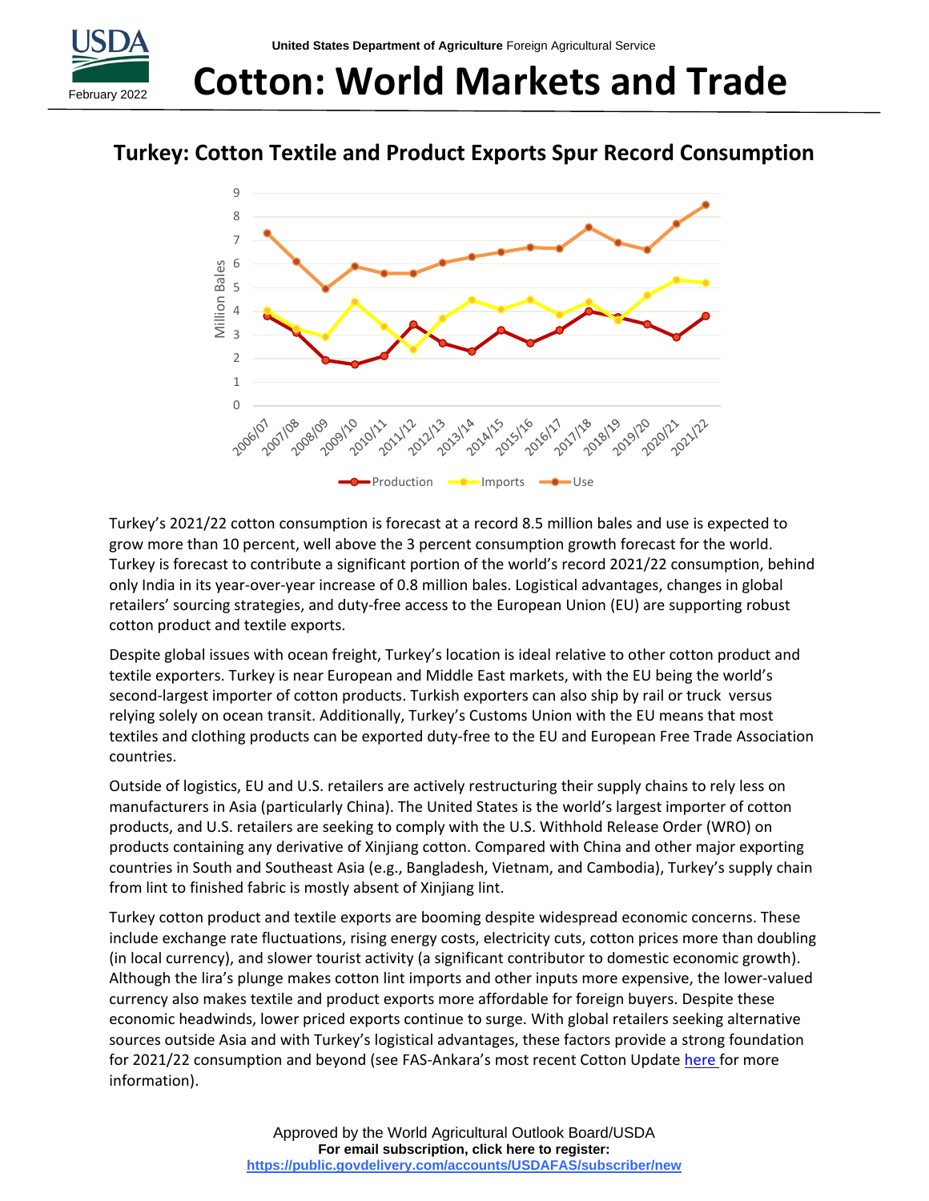United States Department of Agriculture Foreign Agricultural Service

February 2022

# Cotton: World Markets and Trade

## Turkey: Cotton Textile and Product Exports Spur Record Consumption

Turkey's 2021/22 cotton consumption is forecast at a record 8.5 million bales and use is expected to grow more than 10 percent, well above the 3 percent consumption growth forecast for the world. Turkey is forecast to contribute a significant portion of the world's record 2021/22 consumption, behind only India in its year-over-year increase of 0.8 million bales. Logistical advantages, changes in global retailers' sourcing strategies, and duty-free access to the European Union (EU) are supporting robust cotton product and textile exports.

Despite global issues with ocean freight, Turkey's location is ideal relative to other cotton product and textile exporters. Turkey is near European and Middle East markets, with the EU being the world's second-largest importer of cotton products. Turkish exporters can also ship by rail or truck versus relying solely on ocean transit. Additionally, Turkey's Customs Union with the EU means that most textiles and clothing products can be exported duty-free to the EU and European Free Trade Association countries.

Outside of logistics, EU and U.S. retailers are actively restructuring their supply chains to rely less on manufacturers in Asia (particularly China). The United States is the world's largest importer of cotton products, and U.S. retailers are seeking to comply with the U.S. Withhold Release Order (WRO) on products containing any derivative of Xinjiang cotton. Compared with China and other major exporting countries in South and Southeast Asia (e.g., Bangladesh, Vietnam, and Cambodia), Turkey's supply chain from lint to finished fabric is mostly absent of Xinjiang lint.

Turkey cotton product and textile exports are booming despite widespread economic concerns. These include exchange rate fluctuations, rising energy costs, electricity cuts, cotton prices more than doubling (in local currency), and slower tourist activity (a significant contributor to domestic economic growth). Although the lira's plunge makes cotton lint imports and other inputs more expensive, the lower-valued currency also makes textile and product exports more affordable for foreign buyers. Despite these economic headwinds, lower priced exports continue to surge. With global retailers seeking alternative sources outside Asia and with Turkey's logistical advantages, these factors provide a strong foundation for 2021/22 consumption and beyond (see FAS-Ankara's most recent Cotton Update here for more information).

Approved by the World Agricultural Outlook Board/USDA

**For email subscription, click here to register:**
https://public.govdelivery.com/accounts/USDAFAS/subscriber/new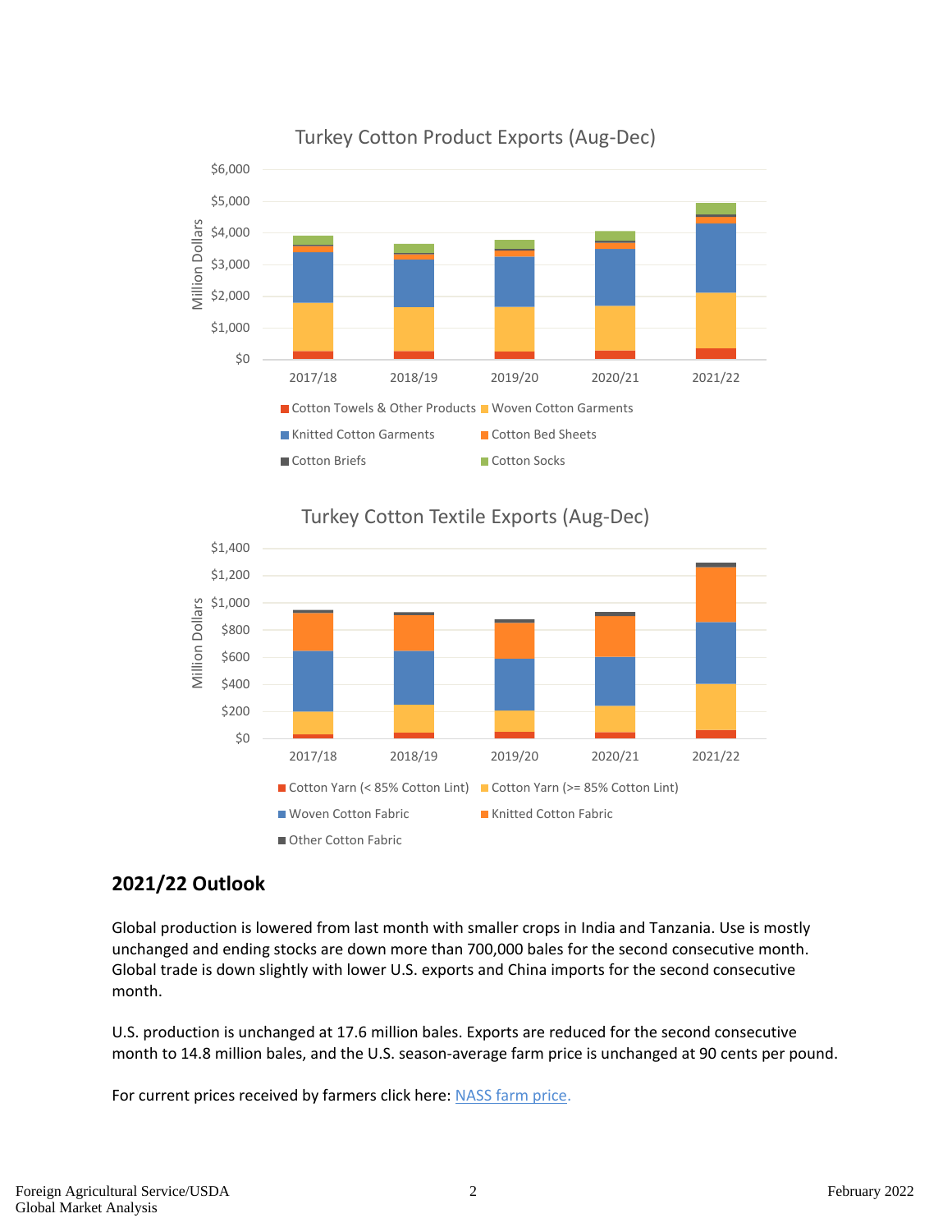Turkey Cotton Product Exports (Aug-Dec)

Turkey Cotton Textile Exports (Aug-Dec)

## 2021/22 Outlook

Global production is lowered from last month with smaller crops in India and Tanzania. Use is mostly unchanged and ending stocks are down more than 700,000 bales for the second consecutive month. Global trade is down slightly with lower U.S. exports and China imports for the second consecutive month.

U.S. production is unchanged at 17.6 million bales. Exports are reduced for the second consecutive month to 14.8 million bales, and the U.S. season-average farm price is unchanged at 90 cents per pound.

For current prices received by farmers click here: [NASS farm price.](#)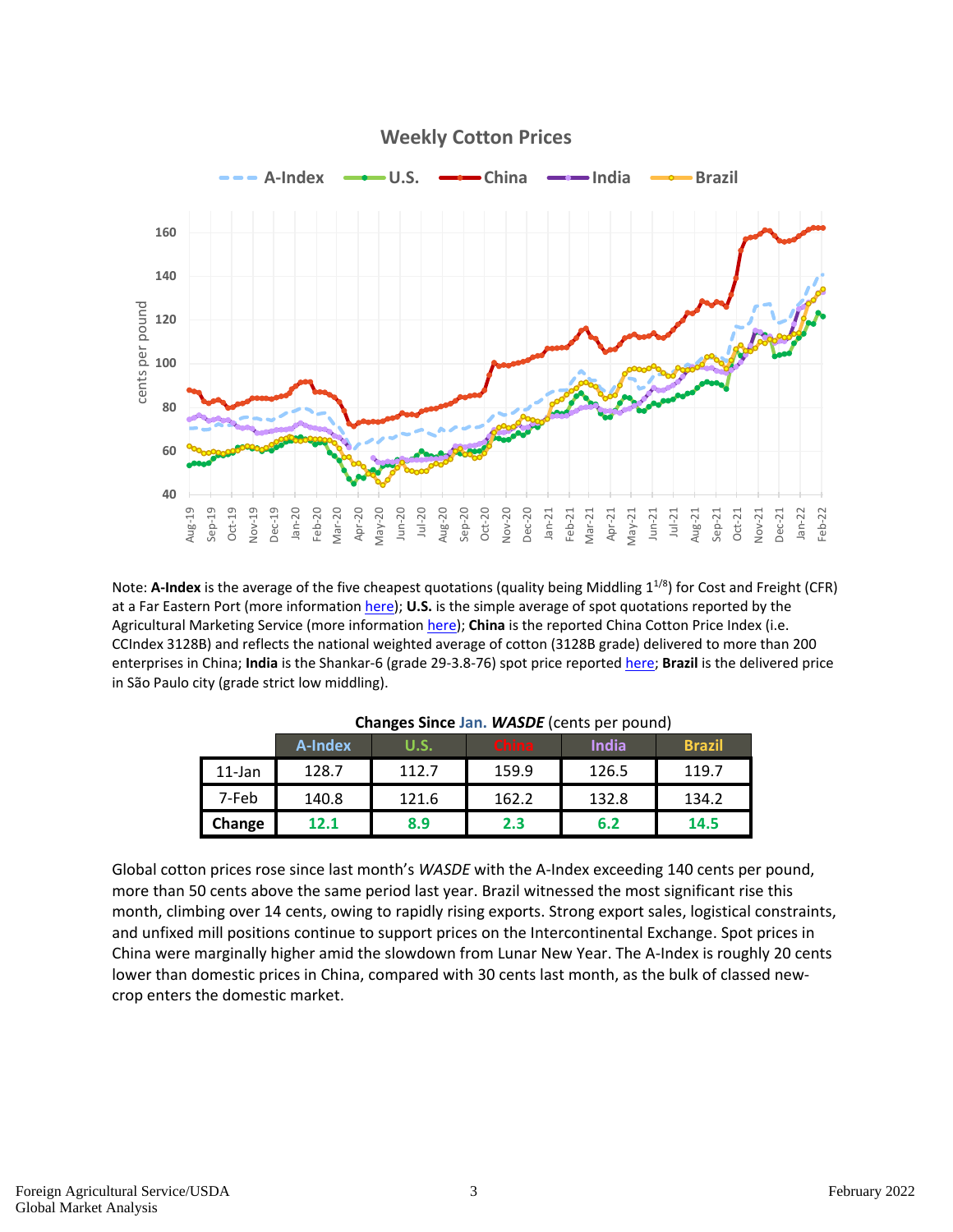## Weekly Cotton Prices

Note: **A-Index** is the average of the five cheapest quotations (quality being Middling 1[1/8]) for Cost and Freight (CFR) at a Far Eastern Port (more information here); **U.S.** is the simple average of spot quotations reported by the Agricultural Marketing Service (more information here); **China** is the reported China Cotton Price Index (i.e. CCIndex 3128B) and reflects the national weighted average of cotton (3128B grade) delivered to more than 200 enterprises in China; **India** is the Shankar-6 (grade 29-3.8-76) spot price reported here; **Brazil** is the delivered price in São Paulo city (grade strict low middling).

**Changes Since Jan. *WASDE*** (cents per pound)

| | A-Index | U.S. | China | India | Brazil |
|---|---|---|---|---|---|
| 11-Jan | 128.7 | 112.7 | 159.9 | 126.5 | 119.7 |
| 7-Feb | 140.8 | 121.6 | 162.2 | 132.8 | 134.2 |
| **Change** | **12.1** | **8.9** | **2.3** | **6.2** | **14.5** |

Global cotton prices rose since last month's *WASDE* with the A-Index exceeding 140 cents per pound, more than 50 cents above the same period last year. Brazil witnessed the most significant rise this month, climbing over 14 cents, owing to rapidly rising exports. Strong export sales, logistical constraints, and unfixed mill positions continue to support prices on the Intercontinental Exchange. Spot prices in China were marginally higher amid the slowdown from Lunar New Year. The A-Index is roughly 20 cents lower than domestic prices in China, compared with 30 cents last month, as the bulk of classed new-crop enters the domestic market.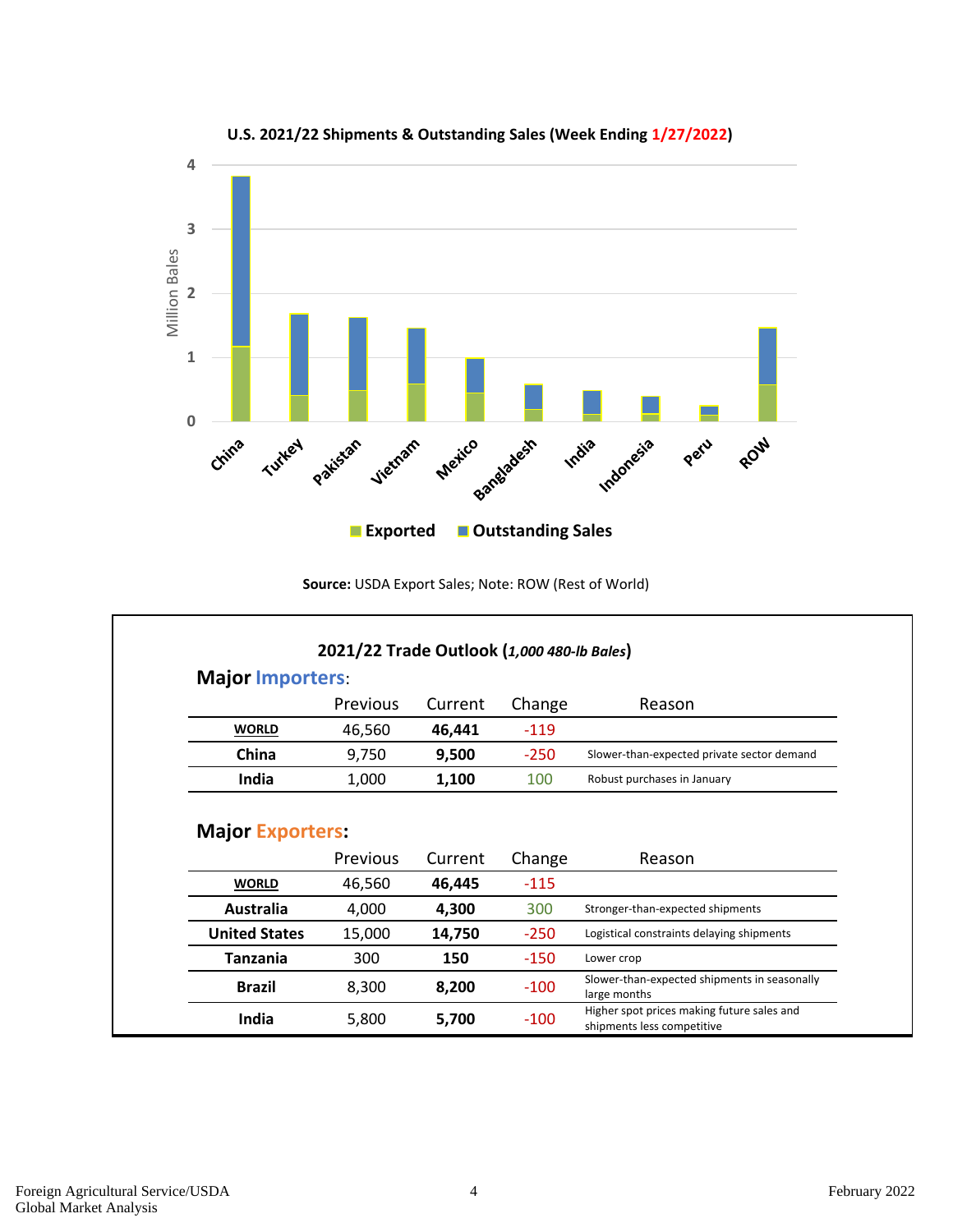**U.S. 2021/22 Shipments & Outstanding Sales (Week Ending 1/27/2022)**

**Source:** USDA Export Sales; Note: ROW (Rest of World)

**2021/22 Trade Outlook (*1,000 480-lb Bales*)**

**Major Importers:**

| | Previous | Current | Change | Reason |
|---|---|---|---|---|
| **WORLD** | 46,560 | **46,441** | -119 | |
| **China** | 9,750 | **9,500** | -250 | Slower-than-expected private sector demand |
| **India** | 1,000 | **1,100** | 100 | Robust purchases in January |

**Major Exporters:**

| | Previous | Current | Change | Reason |
|---|---|---|---|---|
| **WORLD** | 46,560 | **46,445** | -115 | |
| **Australia** | 4,000 | **4,300** | 300 | Stronger-than-expected shipments |
| **United States** | 15,000 | **14,750** | -250 | Logistical constraints delaying shipments |
| **Tanzania** | 300 | **150** | -150 | Lower crop |
| **Brazil** | 8,300 | **8,200** | -100 | Slower-than-expected shipments in seasonally large months |
| **India** | 5,800 | **5,700** | -100 | Higher spot prices making future sales and shipments less competitive |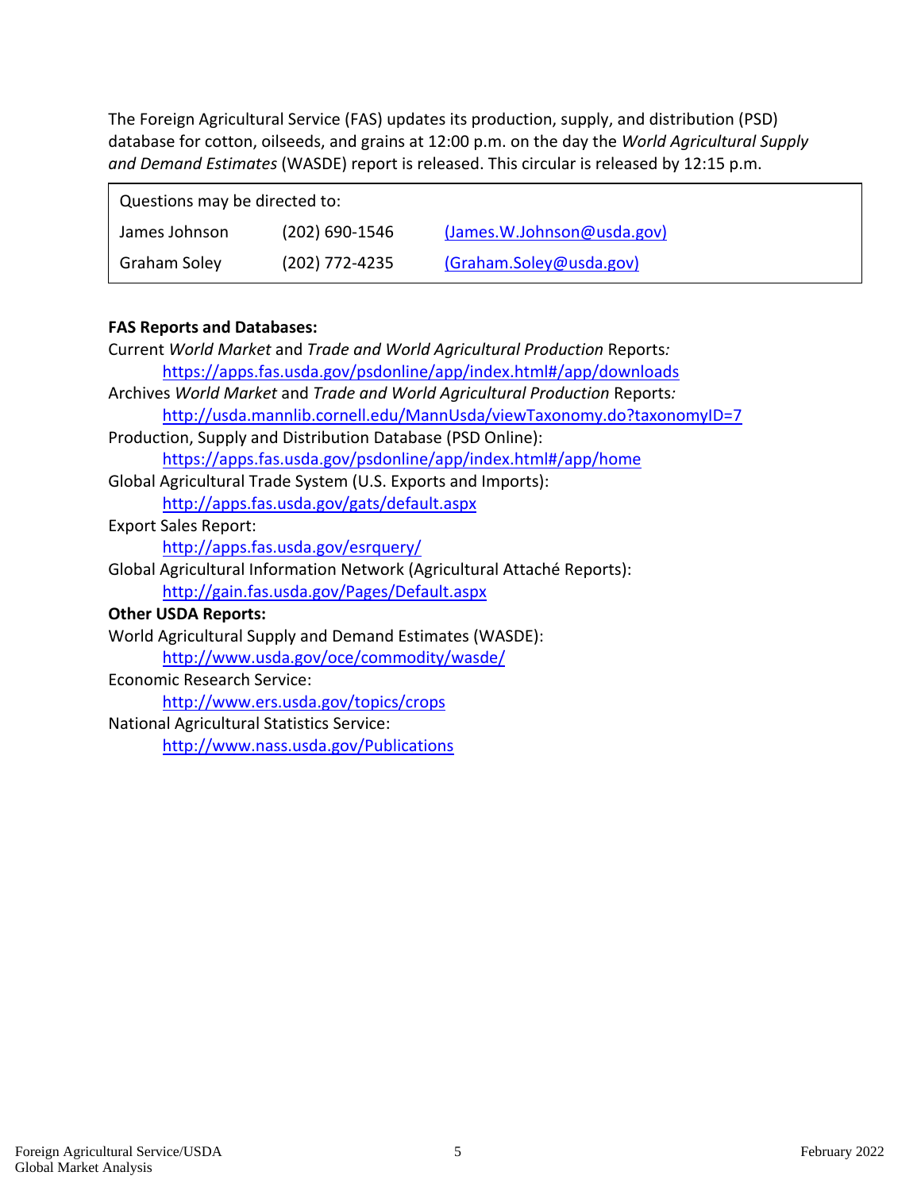The Foreign Agricultural Service (FAS) updates its production, supply, and distribution (PSD) database for cotton, oilseeds, and grains at 12:00 p.m. on the day the *World Agricultural Supply and Demand Estimates* (WASDE) report is released. This circular is released by 12:15 p.m.

| Questions may be directed to: | | |
|---|---|---|
| James Johnson | (202) 690-1546 | (James.W.Johnson@usda.gov) |
| Graham Soley | (202) 772-4235 | (Graham.Soley@usda.gov) |

**FAS Reports and Databases:**

Current *World Market* and *Trade and World Agricultural Production* Reports*:*
    https://apps.fas.usda.gov/psdonline/app/index.html#/app/downloads

Archives *World Market* and *Trade and World Agricultural Production* Reports*:*
    http://usda.mannlib.cornell.edu/MannUsda/viewTaxonomy.do?taxonomyID=7

Production, Supply and Distribution Database (PSD Online):
    https://apps.fas.usda.gov/psdonline/app/index.html#/app/home

Global Agricultural Trade System (U.S. Exports and Imports):
    http://apps.fas.usda.gov/gats/default.aspx

Export Sales Report:
    http://apps.fas.usda.gov/esrquery/

Global Agricultural Information Network (Agricultural Attaché Reports):
    http://gain.fas.usda.gov/Pages/Default.aspx

**Other USDA Reports:**

World Agricultural Supply and Demand Estimates (WASDE):
    http://www.usda.gov/oce/commodity/wasde/

Economic Research Service:
    http://www.ers.usda.gov/topics/crops

National Agricultural Statistics Service:
    http://www.nass.usda.gov/Publications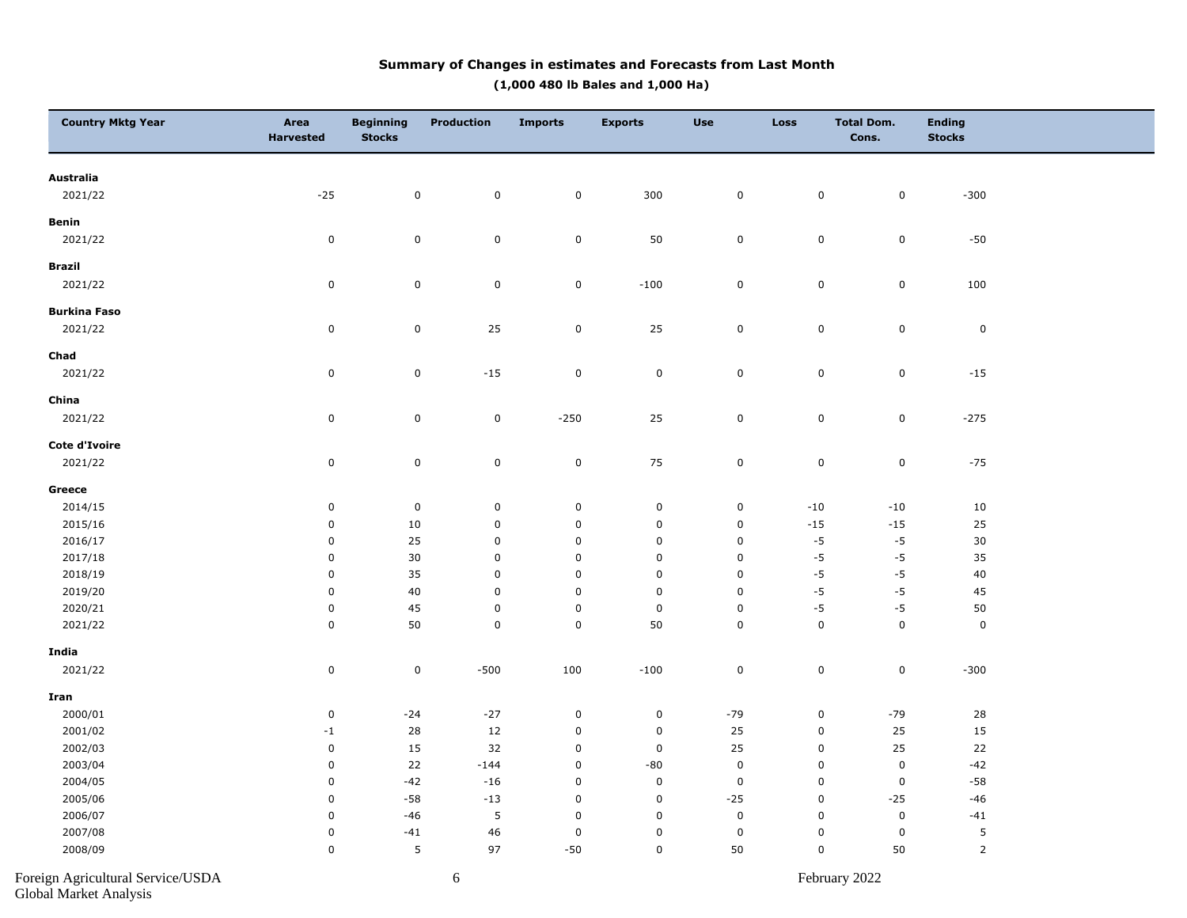## Summary of Changes in estimates and Forecasts from Last Month

**(1,000 480 lb Bales and 1,000 Ha)**

| Country Mktg Year | Area Harvested | Beginning Stocks | Production | Imports | Exports | Use | Loss | Total Dom. Cons. | Ending Stocks |
|---|---|---|---|---|---|---|---|---|---|
| **Australia** | | | | | | | | | |
| 2021/22 | -25 | 0 | 0 | 0 | 300 | 0 | 0 | 0 | -300 |
| **Benin** | | | | | | | | | |
| 2021/22 | 0 | 0 | 0 | 0 | 50 | 0 | 0 | 0 | -50 |
| **Brazil** | | | | | | | | | |
| 2021/22 | 0 | 0 | 0 | 0 | -100 | 0 | 0 | 0 | 100 |
| **Burkina Faso** | | | | | | | | | |
| 2021/22 | 0 | 0 | 25 | 0 | 25 | 0 | 0 | 0 | 0 |
| **Chad** | | | | | | | | | |
| 2021/22 | 0 | 0 | -15 | 0 | 0 | 0 | 0 | 0 | -15 |
| **China** | | | | | | | | | |
| 2021/22 | 0 | 0 | 0 | -250 | 25 | 0 | 0 | 0 | -275 |
| **Cote d'Ivoire** | | | | | | | | | |
| 2021/22 | 0 | 0 | 0 | 0 | 75 | 0 | 0 | 0 | -75 |
| **Greece** | | | | | | | | | |
| 2014/15 | 0 | 0 | 0 | 0 | 0 | 0 | -10 | -10 | 10 |
| 2015/16 | 0 | 10 | 0 | 0 | 0 | 0 | -15 | -15 | 25 |
| 2016/17 | 0 | 25 | 0 | 0 | 0 | 0 | -5 | -5 | 30 |
| 2017/18 | 0 | 30 | 0 | 0 | 0 | 0 | -5 | -5 | 35 |
| 2018/19 | 0 | 35 | 0 | 0 | 0 | 0 | -5 | -5 | 40 |
| 2019/20 | 0 | 40 | 0 | 0 | 0 | 0 | -5 | -5 | 45 |
| 2020/21 | 0 | 45 | 0 | 0 | 0 | 0 | -5 | -5 | 50 |
| 2021/22 | 0 | 50 | 0 | 0 | 50 | 0 | 0 | 0 | 0 |
| **India** | | | | | | | | | |
| 2021/22 | 0 | 0 | -500 | 100 | -100 | 0 | 0 | 0 | -300 |
| **Iran** | | | | | | | | | |
| 2000/01 | 0 | -24 | -27 | 0 | 0 | -79 | 0 | -79 | 28 |
| 2001/02 | -1 | 28 | 12 | 0 | 0 | 25 | 0 | 25 | 15 |
| 2002/03 | 0 | 15 | 32 | 0 | 0 | 25 | 0 | 25 | 22 |
| 2003/04 | 0 | 22 | -144 | 0 | -80 | 0 | 0 | 0 | -42 |
| 2004/05 | 0 | -42 | -16 | 0 | 0 | 0 | 0 | 0 | -58 |
| 2005/06 | 0 | -58 | -13 | 0 | 0 | -25 | 0 | -25 | -46 |
| 2006/07 | 0 | -46 | 5 | 0 | 0 | 0 | 0 | 0 | -41 |
| 2007/08 | 0 | -41 | 46 | 0 | 0 | 0 | 0 | 0 | 5 |
| 2008/09 | 0 | 5 | 97 | -50 | 0 | 50 | 0 | 50 | 2 |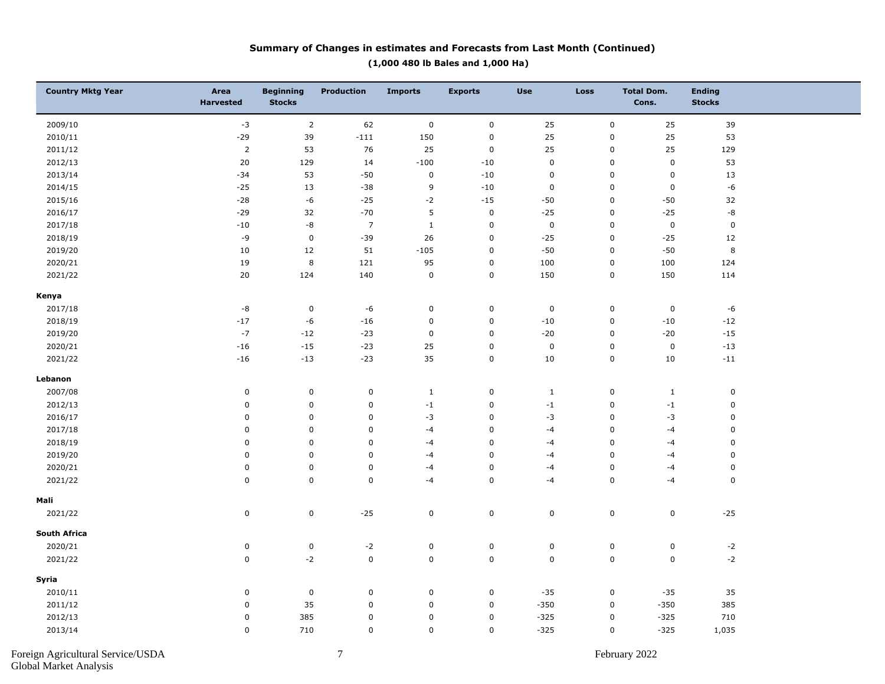**Summary of Changes in estimates and Forecasts from Last Month (Continued)**

**(1,000 480 lb Bales and 1,000 Ha)**

| Country Mktg Year | Area Harvested | Beginning Stocks | Production | Imports | Exports | Use | Loss | Total Dom. Cons. | Ending Stocks |
|---|---|---|---|---|---|---|---|---|---|
| 2009/10 | -3 | 2 | 62 | 0 | 0 | 25 | 0 | 25 | 39 |
| 2010/11 | -29 | 39 | -111 | 150 | 0 | 25 | 0 | 25 | 53 |
| 2011/12 | 2 | 53 | 76 | 25 | 0 | 25 | 0 | 25 | 129 |
| 2012/13 | 20 | 129 | 14 | -100 | -10 | 0 | 0 | 0 | 53 |
| 2013/14 | -34 | 53 | -50 | 0 | -10 | 0 | 0 | 0 | 13 |
| 2014/15 | -25 | 13 | -38 | 9 | -10 | 0 | 0 | 0 | -6 |
| 2015/16 | -28 | -6 | -25 | -2 | -15 | -50 | 0 | -50 | 32 |
| 2016/17 | -29 | 32 | -70 | 5 | 0 | -25 | 0 | -25 | -8 |
| 2017/18 | -10 | -8 | 7 | 1 | 0 | 0 | 0 | 0 | 0 |
| 2018/19 | -9 | 0 | -39 | 26 | 0 | -25 | 0 | -25 | 12 |
| 2019/20 | 10 | 12 | 51 | -105 | 0 | -50 | 0 | -50 | 8 |
| 2020/21 | 19 | 8 | 121 | 95 | 0 | 100 | 0 | 100 | 124 |
| 2021/22 | 20 | 124 | 140 | 0 | 0 | 150 | 0 | 150 | 114 |
| **Kenya** | | | | | | | | | |
| 2017/18 | -8 | 0 | -6 | 0 | 0 | 0 | 0 | 0 | -6 |
| 2018/19 | -17 | -6 | -16 | 0 | 0 | -10 | 0 | -10 | -12 |
| 2019/20 | -7 | -12 | -23 | 0 | 0 | -20 | 0 | -20 | -15 |
| 2020/21 | -16 | -15 | -23 | 25 | 0 | 0 | 0 | 0 | -13 |
| 2021/22 | -16 | -13 | -23 | 35 | 0 | 10 | 0 | 10 | -11 |
| **Lebanon** | | | | | | | | | |
| 2007/08 | 0 | 0 | 0 | 1 | 0 | 1 | 0 | 1 | 0 |
| 2012/13 | 0 | 0 | 0 | -1 | 0 | -1 | 0 | -1 | 0 |
| 2016/17 | 0 | 0 | 0 | -3 | 0 | -3 | 0 | -3 | 0 |
| 2017/18 | 0 | 0 | 0 | -4 | 0 | -4 | 0 | -4 | 0 |
| 2018/19 | 0 | 0 | 0 | -4 | 0 | -4 | 0 | -4 | 0 |
| 2019/20 | 0 | 0 | 0 | -4 | 0 | -4 | 0 | -4 | 0 |
| 2020/21 | 0 | 0 | 0 | -4 | 0 | -4 | 0 | -4 | 0 |
| 2021/22 | 0 | 0 | 0 | -4 | 0 | -4 | 0 | -4 | 0 |
| **Mali** | | | | | | | | | |
| 2021/22 | 0 | 0 | -25 | 0 | 0 | 0 | 0 | 0 | -25 |
| **South Africa** | | | | | | | | | |
| 2020/21 | 0 | 0 | -2 | 0 | 0 | 0 | 0 | 0 | -2 |
| 2021/22 | 0 | -2 | 0 | 0 | 0 | 0 | 0 | 0 | -2 |
| **Syria** | | | | | | | | | |
| 2010/11 | 0 | 0 | 0 | 0 | 0 | -35 | 0 | -35 | 35 |
| 2011/12 | 0 | 35 | 0 | 0 | 0 | -350 | 0 | -350 | 385 |
| 2012/13 | 0 | 385 | 0 | 0 | 0 | -325 | 0 | -325 | 710 |
| 2013/14 | 0 | 710 | 0 | 0 | 0 | -325 | 0 | -325 | 1,035 |

Foreign Agricultural Service/USDA
Global Market Analysis

February 2022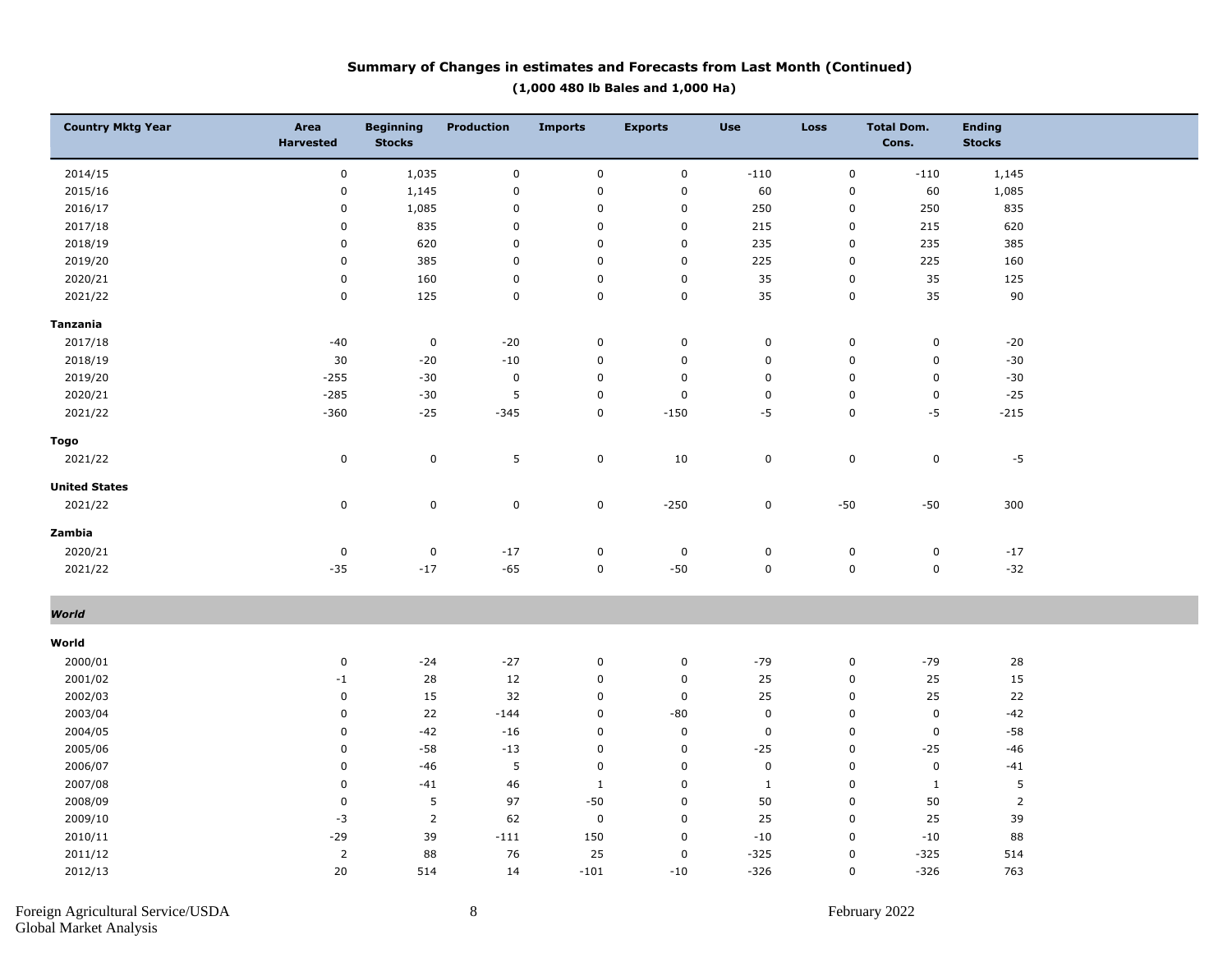## Summary of Changes in estimates and Forecasts from Last Month (Continued)

**(1,000 480 lb Bales and 1,000 Ha)**

| Country Mktg Year | Area Harvested | Beginning Stocks | Production | Imports | Exports | Use | Loss | Total Dom. Cons. | Ending Stocks |
|---|---|---|---|---|---|---|---|---|---|
| 2014/15 | 0 | 1,035 | 0 | 0 | 0 | -110 | 0 | -110 | 1,145 |
| 2015/16 | 0 | 1,145 | 0 | 0 | 0 | 60 | 0 | 60 | 1,085 |
| 2016/17 | 0 | 1,085 | 0 | 0 | 0 | 250 | 0 | 250 | 835 |
| 2017/18 | 0 | 835 | 0 | 0 | 0 | 215 | 0 | 215 | 620 |
| 2018/19 | 0 | 620 | 0 | 0 | 0 | 235 | 0 | 235 | 385 |
| 2019/20 | 0 | 385 | 0 | 0 | 0 | 225 | 0 | 225 | 160 |
| 2020/21 | 0 | 160 | 0 | 0 | 0 | 35 | 0 | 35 | 125 |
| 2021/22 | 0 | 125 | 0 | 0 | 0 | 35 | 0 | 35 | 90 |
| **Tanzania** | | | | | | | | | |
| 2017/18 | -40 | 0 | -20 | 0 | 0 | 0 | 0 | 0 | -20 |
| 2018/19 | 30 | -20 | -10 | 0 | 0 | 0 | 0 | 0 | -30 |
| 2019/20 | -255 | -30 | 0 | 0 | 0 | 0 | 0 | 0 | -30 |
| 2020/21 | -285 | -30 | 5 | 0 | 0 | 0 | 0 | 0 | -25 |
| 2021/22 | -360 | -25 | -345 | 0 | -150 | -5 | 0 | -5 | -215 |
| **Togo** | | | | | | | | | |
| 2021/22 | 0 | 0 | 5 | 0 | 10 | 0 | 0 | 0 | -5 |
| **United States** | | | | | | | | | |
| 2021/22 | 0 | 0 | 0 | 0 | -250 | 0 | -50 | -50 | 300 |
| **Zambia** | | | | | | | | | |
| 2020/21 | 0 | 0 | -17 | 0 | 0 | 0 | 0 | 0 | -17 |
| 2021/22 | -35 | -17 | -65 | 0 | -50 | 0 | 0 | 0 | -32 |
| ***World*** | | | | | | | | | |
| **World** | | | | | | | | | |
| 2000/01 | 0 | -24 | -27 | 0 | 0 | -79 | 0 | -79 | 28 |
| 2001/02 | -1 | 28 | 12 | 0 | 0 | 25 | 0 | 25 | 15 |
| 2002/03 | 0 | 15 | 32 | 0 | 0 | 25 | 0 | 25 | 22 |
| 2003/04 | 0 | 22 | -144 | 0 | -80 | 0 | 0 | 0 | -42 |
| 2004/05 | 0 | -42 | -16 | 0 | 0 | 0 | 0 | 0 | -58 |
| 2005/06 | 0 | -58 | -13 | 0 | 0 | -25 | 0 | -25 | -46 |
| 2006/07 | 0 | -46 | 5 | 0 | 0 | 0 | 0 | 0 | -41 |
| 2007/08 | 0 | -41 | 46 | 1 | 0 | 1 | 0 | 1 | 5 |
| 2008/09 | 0 | 5 | 97 | -50 | 0 | 50 | 0 | 50 | 2 |
| 2009/10 | -3 | 2 | 62 | 0 | 0 | 25 | 0 | 25 | 39 |
| 2010/11 | -29 | 39 | -111 | 150 | 0 | -10 | 0 | -10 | 88 |
| 2011/12 | 2 | 88 | 76 | 25 | 0 | -325 | 0 | -325 | 514 |
| 2012/13 | 20 | 514 | 14 | -101 | -10 | -326 | 0 | -326 | 763 |

Foreign Agricultural Service/USDA
Global Market Analysis

February 2022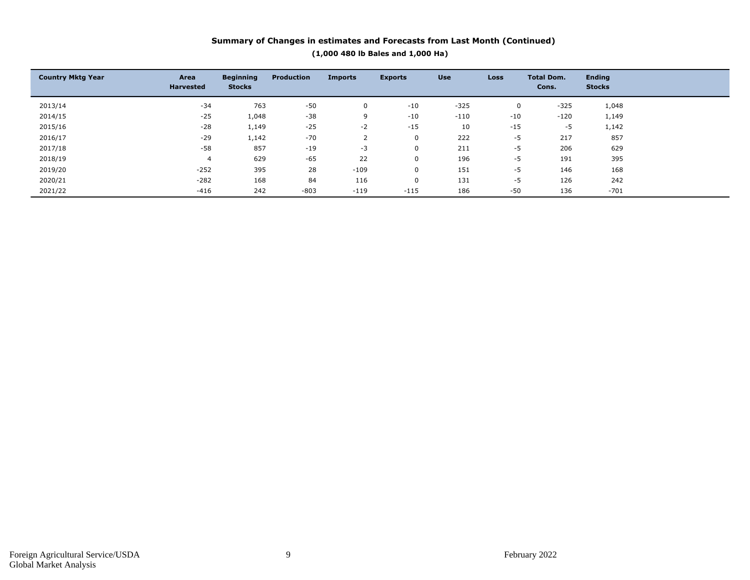## Summary of Changes in estimates and Forecasts from Last Month (Continued)

**(1,000 480 lb Bales and 1,000 Ha)**

| Country Mktg Year | Area Harvested | Beginning Stocks | Production | Imports | Exports | Use | Loss | Total Dom. Cons. | Ending Stocks |
|---|---|---|---|---|---|---|---|---|---|
| 2013/14 | -34 | 763 | -50 | 0 | -10 | -325 | 0 | -325 | 1,048 |
| 2014/15 | -25 | 1,048 | -38 | 9 | -10 | -110 | -10 | -120 | 1,149 |
| 2015/16 | -28 | 1,149 | -25 | -2 | -15 | 10 | -15 | -5 | 1,142 |
| 2016/17 | -29 | 1,142 | -70 | 2 | 0 | 222 | -5 | 217 | 857 |
| 2017/18 | -58 | 857 | -19 | -3 | 0 | 211 | -5 | 206 | 629 |
| 2018/19 | 4 | 629 | -65 | 22 | 0 | 196 | -5 | 191 | 395 |
| 2019/20 | -252 | 395 | 28 | -109 | 0 | 151 | -5 | 146 | 168 |
| 2020/21 | -282 | 168 | 84 | 116 | 0 | 131 | -5 | 126 | 242 |
| 2021/22 | -416 | 242 | -803 | -119 | -115 | 186 | -50 | 136 | -701 |

Foreign Agricultural Service/USDA
Global Market Analysis

February 2022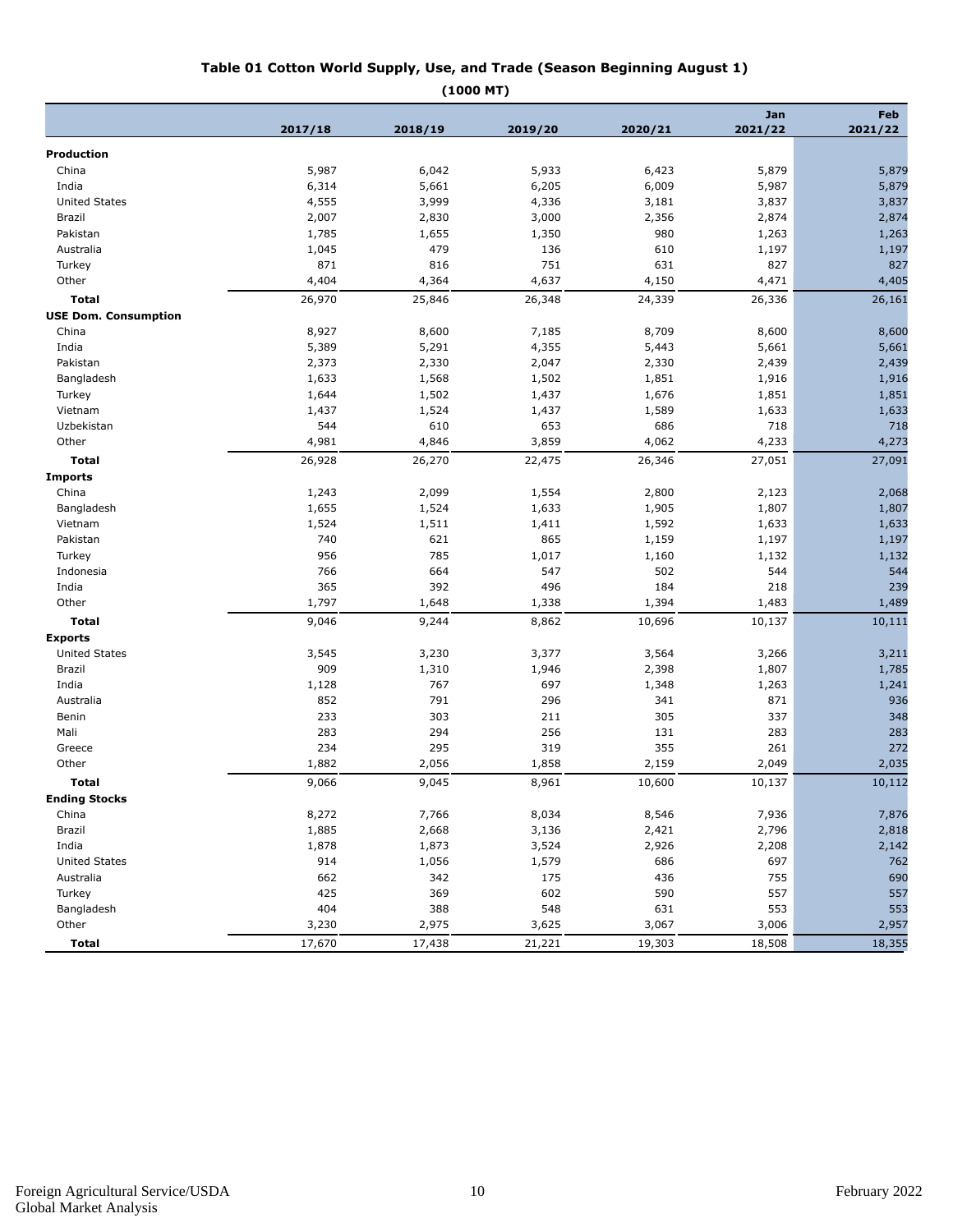**Table 01 Cotton World Supply, Use, and Trade (Season Beginning August 1)**

**(1000 MT)**

| | 2017/18 | 2018/19 | 2019/20 | 2020/21 | Jan 2021/22 | Feb 2021/22 |
|---|---|---|---|---|---|---|
| **Production** | | | | | | |
| China | 5,987 | 6,042 | 5,933 | 6,423 | 5,879 | 5,879 |
| India | 6,314 | 5,661 | 6,205 | 6,009 | 5,987 | 5,879 |
| United States | 4,555 | 3,999 | 4,336 | 3,181 | 3,837 | 3,837 |
| Brazil | 2,007 | 2,830 | 3,000 | 2,356 | 2,874 | 2,874 |
| Pakistan | 1,785 | 1,655 | 1,350 | 980 | 1,263 | 1,263 |
| Australia | 1,045 | 479 | 136 | 610 | 1,197 | 1,197 |
| Turkey | 871 | 816 | 751 | 631 | 827 | 827 |
| Other | 4,404 | 4,364 | 4,637 | 4,150 | 4,471 | 4,405 |
| **Total** | 26,970 | 25,846 | 26,348 | 24,339 | 26,336 | 26,161 |
| **USE Dom. Consumption** | | | | | | |
| China | 8,927 | 8,600 | 7,185 | 8,709 | 8,600 | 8,600 |
| India | 5,389 | 5,291 | 4,355 | 5,443 | 5,661 | 5,661 |
| Pakistan | 2,373 | 2,330 | 2,047 | 2,330 | 2,439 | 2,439 |
| Bangladesh | 1,633 | 1,568 | 1,502 | 1,851 | 1,916 | 1,916 |
| Turkey | 1,644 | 1,502 | 1,437 | 1,676 | 1,851 | 1,851 |
| Vietnam | 1,437 | 1,524 | 1,437 | 1,589 | 1,633 | 1,633 |
| Uzbekistan | 544 | 610 | 653 | 686 | 718 | 718 |
| Other | 4,981 | 4,846 | 3,859 | 4,062 | 4,233 | 4,273 |
| **Total** | 26,928 | 26,270 | 22,475 | 26,346 | 27,051 | 27,091 |
| **Imports** | | | | | | |
| China | 1,243 | 2,099 | 1,554 | 2,800 | 2,123 | 2,068 |
| Bangladesh | 1,655 | 1,524 | 1,633 | 1,905 | 1,807 | 1,807 |
| Vietnam | 1,524 | 1,511 | 1,411 | 1,592 | 1,633 | 1,633 |
| Pakistan | 740 | 621 | 865 | 1,159 | 1,197 | 1,197 |
| Turkey | 956 | 785 | 1,017 | 1,160 | 1,132 | 1,132 |
| Indonesia | 766 | 664 | 547 | 502 | 544 | 544 |
| India | 365 | 392 | 496 | 184 | 218 | 239 |
| Other | 1,797 | 1,648 | 1,338 | 1,394 | 1,483 | 1,489 |
| **Total** | 9,046 | 9,244 | 8,862 | 10,696 | 10,137 | 10,111 |
| **Exports** | | | | | | |
| United States | 3,545 | 3,230 | 3,377 | 3,564 | 3,266 | 3,211 |
| Brazil | 909 | 1,310 | 1,946 | 2,398 | 1,807 | 1,785 |
| India | 1,128 | 767 | 697 | 1,348 | 1,263 | 1,241 |
| Australia | 852 | 791 | 296 | 341 | 871 | 936 |
| Benin | 233 | 303 | 211 | 305 | 337 | 348 |
| Mali | 283 | 294 | 256 | 131 | 283 | 283 |
| Greece | 234 | 295 | 319 | 355 | 261 | 272 |
| Other | 1,882 | 2,056 | 1,858 | 2,159 | 2,049 | 2,035 |
| **Total** | 9,066 | 9,045 | 8,961 | 10,600 | 10,137 | 10,112 |
| **Ending Stocks** | | | | | | |
| China | 8,272 | 7,766 | 8,034 | 8,546 | 7,936 | 7,876 |
| Brazil | 1,885 | 2,668 | 3,136 | 2,421 | 2,796 | 2,818 |
| India | 1,878 | 1,873 | 3,524 | 2,926 | 2,208 | 2,142 |
| United States | 914 | 1,056 | 1,579 | 686 | 697 | 762 |
| Australia | 662 | 342 | 175 | 436 | 755 | 690 |
| Turkey | 425 | 369 | 602 | 590 | 557 | 557 |
| Bangladesh | 404 | 388 | 548 | 631 | 553 | 553 |
| Other | 3,230 | 2,975 | 3,625 | 3,067 | 3,006 | 2,957 |
| **Total** | 17,670 | 17,438 | 21,221 | 19,303 | 18,508 | 18,355 |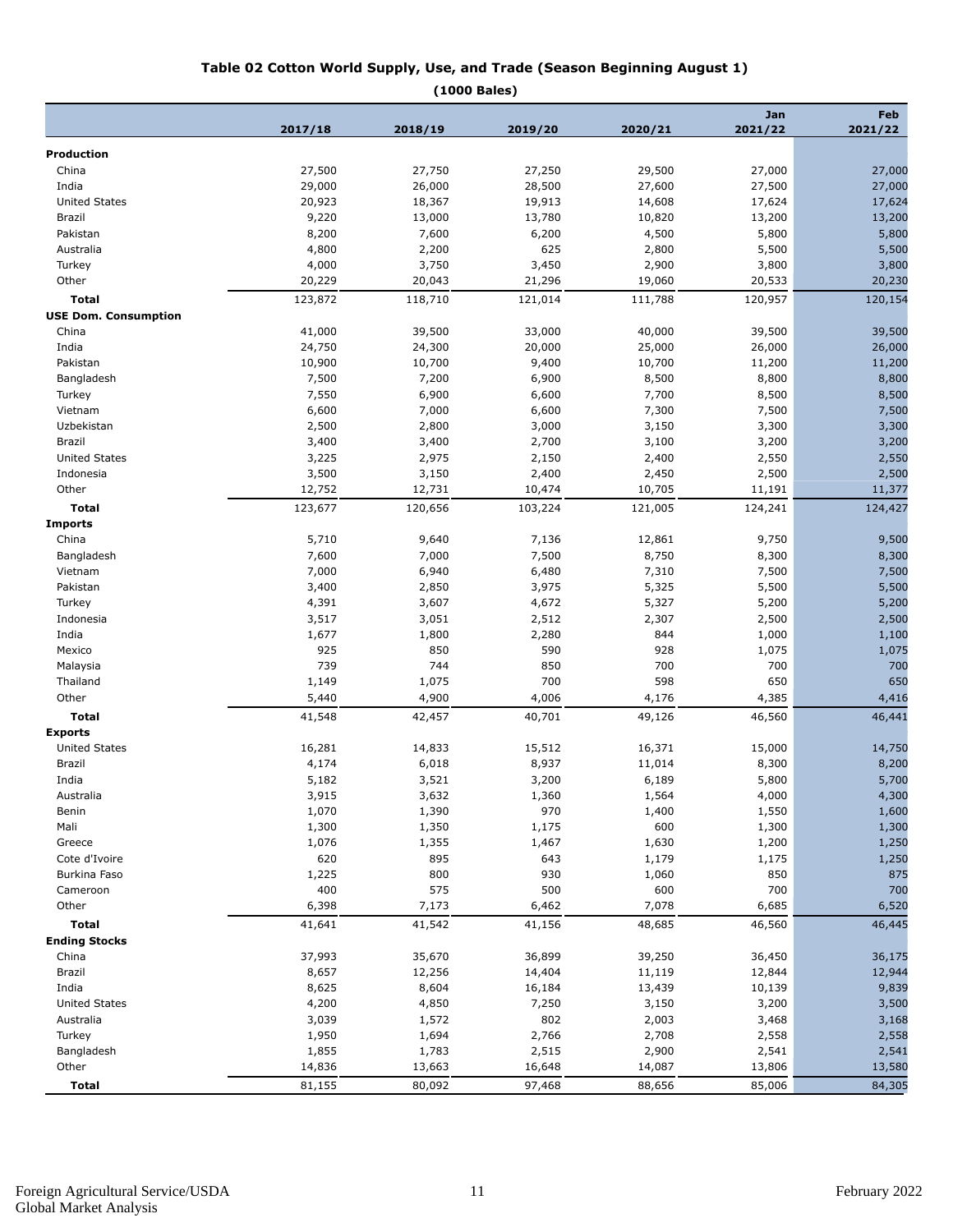## Table 02 Cotton World Supply, Use, and Trade (Season Beginning August 1)

**(1000 Bales)**

| | 2017/18 | 2018/19 | 2019/20 | 2020/21 | Jan 2021/22 | Feb 2021/22 |
|---|---|---|---|---|---|---|
| **Production** | | | | | | |
| China | 27,500 | 27,750 | 27,250 | 29,500 | 27,000 | 27,000 |
| India | 29,000 | 26,000 | 28,500 | 27,600 | 27,500 | 27,000 |
| United States | 20,923 | 18,367 | 19,913 | 14,608 | 17,624 | 17,624 |
| Brazil | 9,220 | 13,000 | 13,780 | 10,820 | 13,200 | 13,200 |
| Pakistan | 8,200 | 7,600 | 6,200 | 4,500 | 5,800 | 5,800 |
| Australia | 4,800 | 2,200 | 625 | 2,800 | 5,500 | 5,500 |
| Turkey | 4,000 | 3,750 | 3,450 | 2,900 | 3,800 | 3,800 |
| Other | 20,229 | 20,043 | 21,296 | 19,060 | 20,533 | 20,230 |
| **Total** | 123,872 | 118,710 | 121,014 | 111,788 | 120,957 | 120,154 |
| **USE Dom. Consumption** | | | | | | |
| China | 41,000 | 39,500 | 33,000 | 40,000 | 39,500 | 39,500 |
| India | 24,750 | 24,300 | 20,000 | 25,000 | 26,000 | 26,000 |
| Pakistan | 10,900 | 10,700 | 9,400 | 10,700 | 11,200 | 11,200 |
| Bangladesh | 7,500 | 7,200 | 6,900 | 8,500 | 8,800 | 8,800 |
| Turkey | 7,550 | 6,900 | 6,600 | 7,700 | 8,500 | 8,500 |
| Vietnam | 6,600 | 7,000 | 6,600 | 7,300 | 7,500 | 7,500 |
| Uzbekistan | 2,500 | 2,800 | 3,000 | 3,150 | 3,300 | 3,300 |
| Brazil | 3,400 | 3,400 | 2,700 | 3,100 | 3,200 | 3,200 |
| United States | 3,225 | 2,975 | 2,150 | 2,400 | 2,550 | 2,550 |
| Indonesia | 3,500 | 3,150 | 2,400 | 2,450 | 2,500 | 2,500 |
| Other | 12,752 | 12,731 | 10,474 | 10,705 | 11,191 | 11,377 |
| **Total** | 123,677 | 120,656 | 103,224 | 121,005 | 124,241 | 124,427 |
| **Imports** | | | | | | |
| China | 5,710 | 9,640 | 7,136 | 12,861 | 9,750 | 9,500 |
| Bangladesh | 7,600 | 7,000 | 7,500 | 8,750 | 8,300 | 8,300 |
| Vietnam | 7,000 | 6,940 | 6,480 | 7,310 | 7,500 | 7,500 |
| Pakistan | 3,400 | 2,850 | 3,975 | 5,325 | 5,500 | 5,500 |
| Turkey | 4,391 | 3,607 | 4,672 | 5,327 | 5,200 | 5,200 |
| Indonesia | 3,517 | 3,051 | 2,512 | 2,307 | 2,500 | 2,500 |
| India | 1,677 | 1,800 | 2,280 | 844 | 1,000 | 1,100 |
| Mexico | 925 | 850 | 590 | 928 | 1,075 | 1,075 |
| Malaysia | 739 | 744 | 850 | 700 | 700 | 700 |
| Thailand | 1,149 | 1,075 | 700 | 598 | 650 | 650 |
| Other | 5,440 | 4,900 | 4,006 | 4,176 | 4,385 | 4,416 |
| **Total** | 41,548 | 42,457 | 40,701 | 49,126 | 46,560 | 46,441 |
| **Exports** | | | | | | |
| United States | 16,281 | 14,833 | 15,512 | 16,371 | 15,000 | 14,750 |
| Brazil | 4,174 | 6,018 | 8,937 | 11,014 | 8,300 | 8,200 |
| India | 5,182 | 3,521 | 3,200 | 6,189 | 5,800 | 5,700 |
| Australia | 3,915 | 3,632 | 1,360 | 1,564 | 4,000 | 4,300 |
| Benin | 1,070 | 1,390 | 970 | 1,400 | 1,550 | 1,600 |
| Mali | 1,300 | 1,350 | 1,175 | 600 | 1,300 | 1,300 |
| Greece | 1,076 | 1,355 | 1,467 | 1,630 | 1,200 | 1,250 |
| Cote d'Ivoire | 620 | 895 | 643 | 1,179 | 1,175 | 1,250 |
| Burkina Faso | 1,225 | 800 | 930 | 1,060 | 850 | 875 |
| Cameroon | 400 | 575 | 500 | 600 | 700 | 700 |
| Other | 6,398 | 7,173 | 6,462 | 7,078 | 6,685 | 6,520 |
| **Total** | 41,641 | 41,542 | 41,156 | 48,685 | 46,560 | 46,445 |
| **Ending Stocks** | | | | | | |
| China | 37,993 | 35,670 | 36,899 | 39,250 | 36,450 | 36,175 |
| Brazil | 8,657 | 12,256 | 14,404 | 11,119 | 12,844 | 12,944 |
| India | 8,625 | 8,604 | 16,184 | 13,439 | 10,139 | 9,839 |
| United States | 4,200 | 4,850 | 7,250 | 3,150 | 3,200 | 3,500 |
| Australia | 3,039 | 1,572 | 802 | 2,003 | 3,468 | 3,168 |
| Turkey | 1,950 | 1,694 | 2,766 | 2,708 | 2,558 | 2,558 |
| Bangladesh | 1,855 | 1,783 | 2,515 | 2,900 | 2,541 | 2,541 |
| Other | 14,836 | 13,663 | 16,648 | 14,087 | 13,806 | 13,580 |
| **Total** | 81,155 | 80,092 | 97,468 | 88,656 | 85,006 | 84,305 |

Foreign Agricultural Service/USDA
Global Market Analysis

February 2022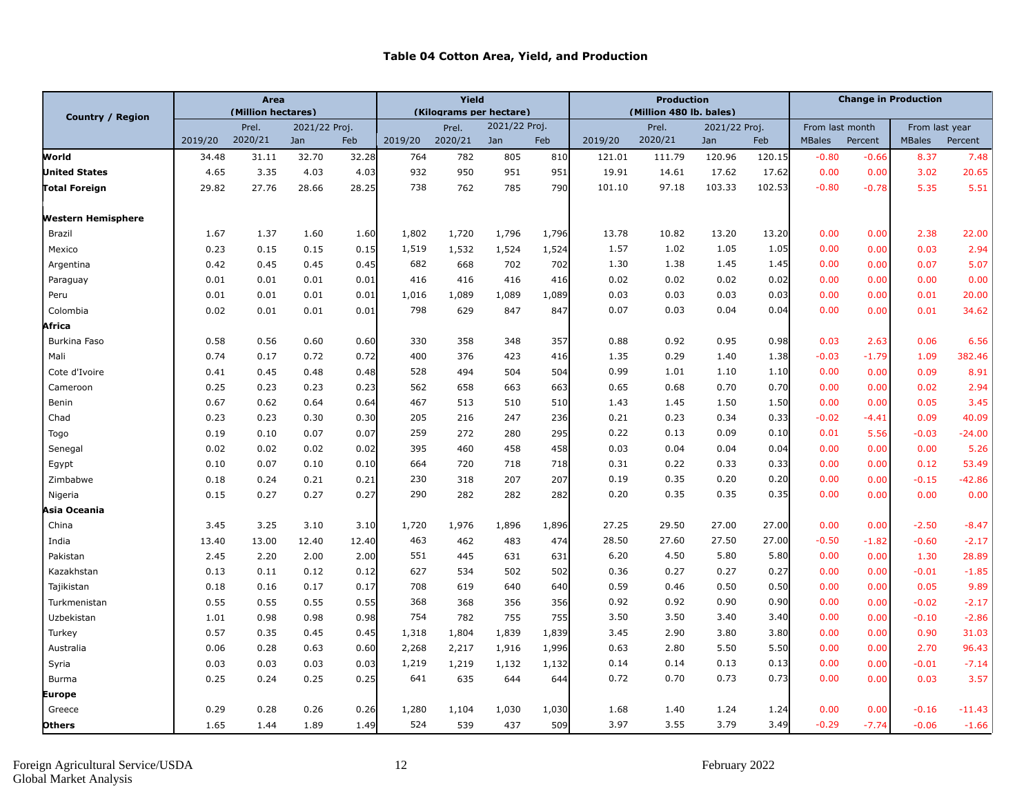### Table 04 Cotton Area, Yield, and Production

| Country / Region | Area (Million hectares) | | | | Yield (Kilograms per hectare) | | | | Production (Million 480 lb. bales) | | | | Change in Production | | | |
|---|---|---|---|---|---|---|---|---|---|---|---|---|---|---|---|---|
| | 2019/20 | Prel. 2020/21 | 2021/22 Proj. Jan | 2021/22 Proj. Feb | 2019/20 | Prel. 2020/21 | 2021/22 Proj. Jan | 2021/22 Proj. Feb | 2019/20 | Prel. 2020/21 | 2021/22 Proj. Jan | 2021/22 Proj. Feb | From last month MBales | From last month Percent | From last year MBales | From last year Percent |
| **World** | 34.48 | 31.11 | 32.70 | 32.28 | 764 | 782 | 805 | 810 | 121.01 | 111.79 | 120.96 | 120.15 | -0.80 | -0.66 | 8.37 | 7.48 |
| **United States** | 4.65 | 3.35 | 4.03 | 4.03 | 932 | 950 | 951 | 951 | 19.91 | 14.61 | 17.62 | 17.62 | 0.00 | 0.00 | 3.02 | 20.65 |
| **Total Foreign** | 29.82 | 27.76 | 28.66 | 28.25 | 738 | 762 | 785 | 790 | 101.10 | 97.18 | 103.33 | 102.53 | -0.80 | -0.78 | 5.35 | 5.51 |
| **Western Hemisphere** | | | | | | | | | | | | | | | | |
| Brazil | 1.67 | 1.37 | 1.60 | 1.60 | 1,802 | 1,720 | 1,796 | 1,796 | 13.78 | 10.82 | 13.20 | 13.20 | 0.00 | 0.00 | 2.38 | 22.00 |
| Mexico | 0.23 | 0.15 | 0.15 | 0.15 | 1,519 | 1,532 | 1,524 | 1,524 | 1.57 | 1.02 | 1.05 | 1.05 | 0.00 | 0.00 | 0.03 | 2.94 |
| Argentina | 0.42 | 0.45 | 0.45 | 0.45 | 682 | 668 | 702 | 702 | 1.30 | 1.38 | 1.45 | 1.45 | 0.00 | 0.00 | 0.07 | 5.07 |
| Paraguay | 0.01 | 0.01 | 0.01 | 0.01 | 416 | 416 | 416 | 416 | 0.02 | 0.02 | 0.02 | 0.02 | 0.00 | 0.00 | 0.00 | 0.00 |
| Peru | 0.01 | 0.01 | 0.01 | 0.01 | 1,016 | 1,089 | 1,089 | 1,089 | 0.03 | 0.03 | 0.03 | 0.03 | 0.00 | 0.00 | 0.01 | 20.00 |
| Colombia | 0.02 | 0.01 | 0.01 | 0.01 | 798 | 629 | 847 | 847 | 0.07 | 0.03 | 0.04 | 0.04 | 0.00 | 0.00 | 0.01 | 34.62 |
| **Africa** | | | | | | | | | | | | | | | | |
| Burkina Faso | 0.58 | 0.56 | 0.60 | 0.60 | 330 | 358 | 348 | 357 | 0.88 | 0.92 | 0.95 | 0.98 | 0.03 | 2.63 | 0.06 | 6.56 |
| Mali | 0.74 | 0.17 | 0.72 | 0.72 | 400 | 376 | 423 | 416 | 1.35 | 0.29 | 1.40 | 1.38 | -0.03 | -1.79 | 1.09 | 382.46 |
| Cote d'Ivoire | 0.41 | 0.45 | 0.48 | 0.48 | 528 | 494 | 504 | 504 | 0.99 | 1.01 | 1.10 | 1.10 | 0.00 | 0.00 | 0.09 | 8.91 |
| Cameroon | 0.25 | 0.23 | 0.23 | 0.23 | 562 | 658 | 663 | 663 | 0.65 | 0.68 | 0.70 | 0.70 | 0.00 | 0.00 | 0.02 | 2.94 |
| Benin | 0.67 | 0.62 | 0.64 | 0.64 | 467 | 513 | 510 | 510 | 1.43 | 1.45 | 1.50 | 1.50 | 0.00 | 0.00 | 0.05 | 3.45 |
| Chad | 0.23 | 0.23 | 0.30 | 0.30 | 205 | 216 | 247 | 236 | 0.21 | 0.23 | 0.34 | 0.33 | -0.02 | -4.41 | 0.09 | 40.09 |
| Togo | 0.19 | 0.10 | 0.07 | 0.07 | 259 | 272 | 280 | 295 | 0.22 | 0.13 | 0.09 | 0.10 | 0.01 | 5.56 | -0.03 | -24.00 |
| Senegal | 0.02 | 0.02 | 0.02 | 0.02 | 395 | 460 | 458 | 458 | 0.03 | 0.04 | 0.04 | 0.04 | 0.00 | 0.00 | 0.00 | 5.26 |
| Egypt | 0.10 | 0.07 | 0.10 | 0.10 | 664 | 720 | 718 | 718 | 0.31 | 0.22 | 0.33 | 0.33 | 0.00 | 0.00 | 0.12 | 53.49 |
| Zimbabwe | 0.18 | 0.24 | 0.21 | 0.21 | 230 | 318 | 207 | 207 | 0.19 | 0.35 | 0.20 | 0.20 | 0.00 | 0.00 | -0.15 | -42.86 |
| Nigeria | 0.15 | 0.27 | 0.27 | 0.27 | 290 | 282 | 282 | 282 | 0.20 | 0.35 | 0.35 | 0.35 | 0.00 | 0.00 | 0.00 | 0.00 |
| **Asia Oceania** | | | | | | | | | | | | | | | | |
| China | 3.45 | 3.25 | 3.10 | 3.10 | 1,720 | 1,976 | 1,896 | 1,896 | 27.25 | 29.50 | 27.00 | 27.00 | 0.00 | 0.00 | -2.50 | -8.47 |
| India | 13.40 | 13.00 | 12.40 | 12.40 | 463 | 462 | 483 | 474 | 28.50 | 27.60 | 27.50 | 27.00 | -0.50 | -1.82 | -0.60 | -2.17 |
| Pakistan | 2.45 | 2.20 | 2.00 | 2.00 | 551 | 445 | 631 | 631 | 6.20 | 4.50 | 5.80 | 5.80 | 0.00 | 0.00 | 1.30 | 28.89 |
| Kazakhstan | 0.13 | 0.11 | 0.12 | 0.12 | 627 | 534 | 502 | 502 | 0.36 | 0.27 | 0.27 | 0.27 | 0.00 | 0.00 | -0.01 | -1.85 |
| Tajikistan | 0.18 | 0.16 | 0.17 | 0.17 | 708 | 619 | 640 | 640 | 0.59 | 0.46 | 0.50 | 0.50 | 0.00 | 0.00 | 0.05 | 9.89 |
| Turkmenistan | 0.55 | 0.55 | 0.55 | 0.55 | 368 | 368 | 356 | 356 | 0.92 | 0.92 | 0.90 | 0.90 | 0.00 | 0.00 | -0.02 | -2.17 |
| Uzbekistan | 1.01 | 0.98 | 0.98 | 0.98 | 754 | 782 | 755 | 755 | 3.50 | 3.50 | 3.40 | 3.40 | 0.00 | 0.00 | -0.10 | -2.86 |
| Turkey | 0.57 | 0.35 | 0.45 | 0.45 | 1,318 | 1,804 | 1,839 | 1,839 | 3.45 | 2.90 | 3.80 | 3.80 | 0.00 | 0.00 | 0.90 | 31.03 |
| Australia | 0.06 | 0.28 | 0.63 | 0.60 | 2,268 | 2,217 | 1,916 | 1,996 | 0.63 | 2.80 | 5.50 | 5.50 | 0.00 | 0.00 | 2.70 | 96.43 |
| Syria | 0.03 | 0.03 | 0.03 | 0.03 | 1,219 | 1,219 | 1,132 | 1,132 | 0.14 | 0.14 | 0.13 | 0.13 | 0.00 | 0.00 | -0.01 | -7.14 |
| Burma | 0.25 | 0.24 | 0.25 | 0.25 | 641 | 635 | 644 | 644 | 0.72 | 0.70 | 0.73 | 0.73 | 0.00 | 0.00 | 0.03 | 3.57 |
| **Europe** | | | | | | | | | | | | | | | | |
| Greece | 0.29 | 0.28 | 0.26 | 0.26 | 1,280 | 1,104 | 1,030 | 1,030 | 1.68 | 1.40 | 1.24 | 1.24 | 0.00 | 0.00 | -0.16 | -11.43 |
| **Others** | 1.65 | 1.44 | 1.89 | 1.49 | 524 | 539 | 437 | 509 | 3.97 | 3.55 | 3.79 | 3.49 | -0.29 | -7.74 | -0.06 | -1.66 |

Foreign Agricultural Service/USDA
Global Market Analysis

February 2022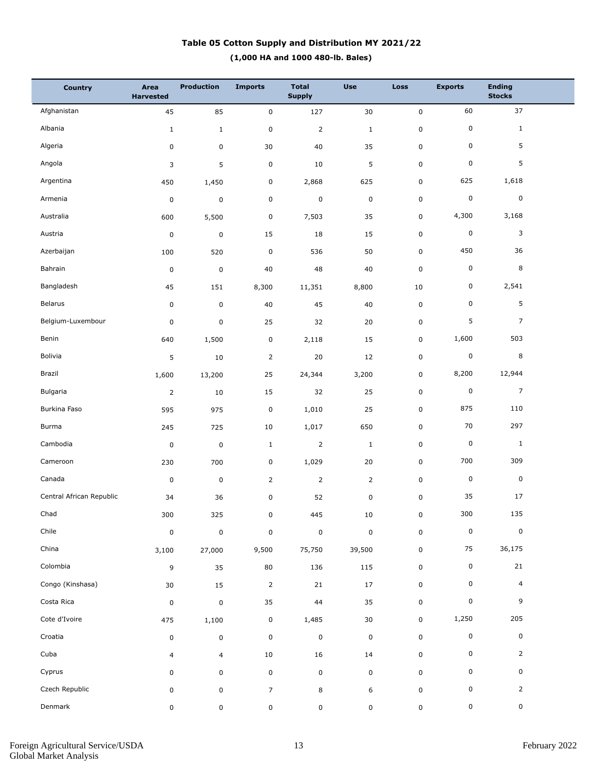**Table 05 Cotton Supply and Distribution MY 2021/22**

**(1,000 HA and 1000 480-lb. Bales)**

| Country | Area Harvested | Production | Imports | Total Supply | Use | Loss | Exports | Ending Stocks |
|---|---|---|---|---|---|---|---|---|
| Afghanistan | 45 | 85 | 0 | 127 | 30 | 0 | 60 | 37 |
| Albania | 1 | 1 | 0 | 2 | 1 | 0 | 0 | 1 |
| Algeria | 0 | 0 | 30 | 40 | 35 | 0 | 0 | 5 |
| Angola | 3 | 5 | 0 | 10 | 5 | 0 | 0 | 5 |
| Argentina | 450 | 1,450 | 0 | 2,868 | 625 | 0 | 625 | 1,618 |
| Armenia | 0 | 0 | 0 | 0 | 0 | 0 | 0 | 0 |
| Australia | 600 | 5,500 | 0 | 7,503 | 35 | 0 | 4,300 | 3,168 |
| Austria | 0 | 0 | 15 | 18 | 15 | 0 | 0 | 3 |
| Azerbaijan | 100 | 520 | 0 | 536 | 50 | 0 | 450 | 36 |
| Bahrain | 0 | 0 | 40 | 48 | 40 | 0 | 0 | 8 |
| Bangladesh | 45 | 151 | 8,300 | 11,351 | 8,800 | 10 | 0 | 2,541 |
| Belarus | 0 | 0 | 40 | 45 | 40 | 0 | 0 | 5 |
| Belgium-Luxembour | 0 | 0 | 25 | 32 | 20 | 0 | 5 | 7 |
| Benin | 640 | 1,500 | 0 | 2,118 | 15 | 0 | 1,600 | 503 |
| Bolivia | 5 | 10 | 2 | 20 | 12 | 0 | 0 | 8 |
| Brazil | 1,600 | 13,200 | 25 | 24,344 | 3,200 | 0 | 8,200 | 12,944 |
| Bulgaria | 2 | 10 | 15 | 32 | 25 | 0 | 0 | 7 |
| Burkina Faso | 595 | 975 | 0 | 1,010 | 25 | 0 | 875 | 110 |
| Burma | 245 | 725 | 10 | 1,017 | 650 | 0 | 70 | 297 |
| Cambodia | 0 | 0 | 1 | 2 | 1 | 0 | 0 | 1 |
| Cameroon | 230 | 700 | 0 | 1,029 | 20 | 0 | 700 | 309 |
| Canada | 0 | 0 | 2 | 2 | 2 | 0 | 0 | 0 |
| Central African Republic | 34 | 36 | 0 | 52 | 0 | 0 | 35 | 17 |
| Chad | 300 | 325 | 0 | 445 | 10 | 0 | 300 | 135 |
| Chile | 0 | 0 | 0 | 0 | 0 | 0 | 0 | 0 |
| China | 3,100 | 27,000 | 9,500 | 75,750 | 39,500 | 0 | 75 | 36,175 |
| Colombia | 9 | 35 | 80 | 136 | 115 | 0 | 0 | 21 |
| Congo (Kinshasa) | 30 | 15 | 2 | 21 | 17 | 0 | 0 | 4 |
| Costa Rica | 0 | 0 | 35 | 44 | 35 | 0 | 0 | 9 |
| Cote d'Ivoire | 475 | 1,100 | 0 | 1,485 | 30 | 0 | 1,250 | 205 |
| Croatia | 0 | 0 | 0 | 0 | 0 | 0 | 0 | 0 |
| Cuba | 4 | 4 | 10 | 16 | 14 | 0 | 0 | 2 |
| Cyprus | 0 | 0 | 0 | 0 | 0 | 0 | 0 | 0 |
| Czech Republic | 0 | 0 | 7 | 8 | 6 | 0 | 0 | 2 |
| Denmark | 0 | 0 | 0 | 0 | 0 | 0 | 0 | 0 |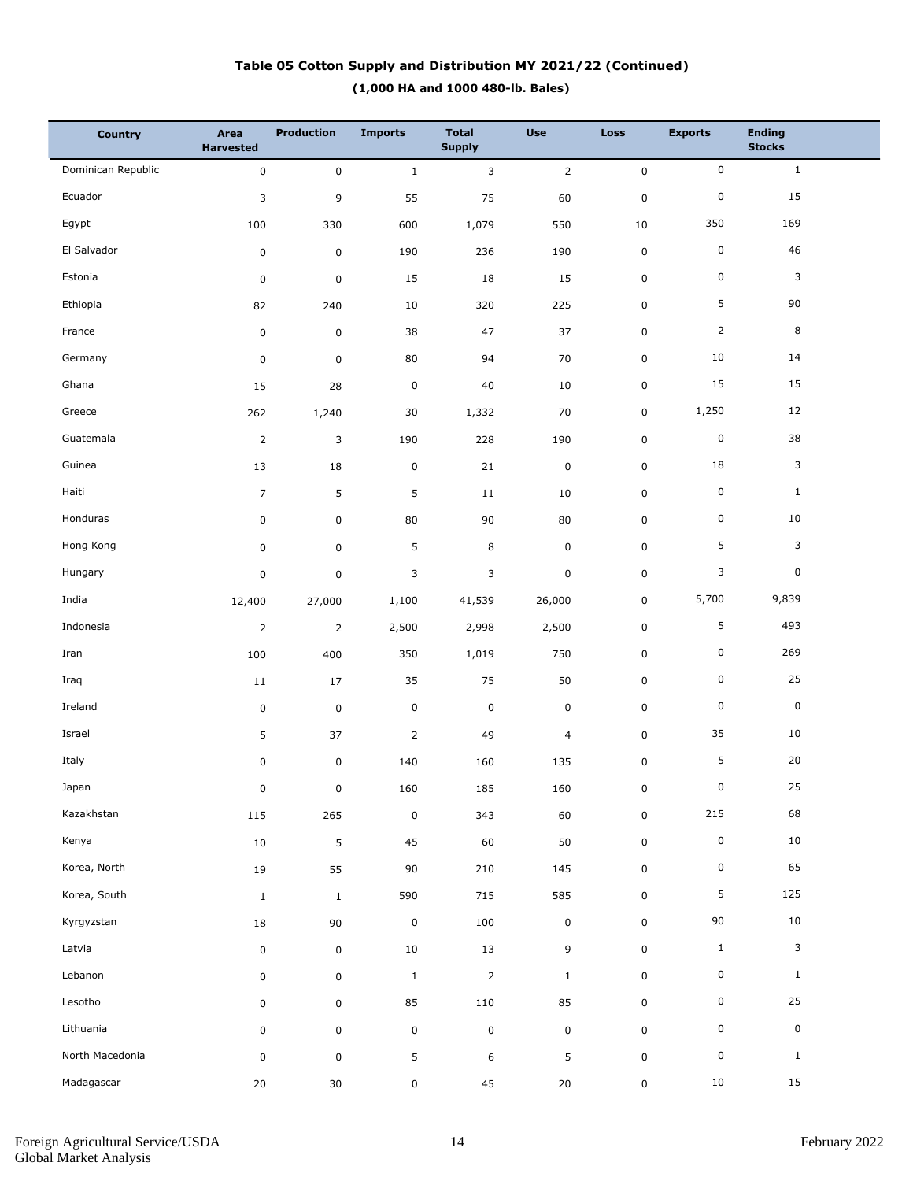**Table 05 Cotton Supply and Distribution MY 2021/22 (Continued)**

**(1,000 HA and 1000 480-lb. Bales)**

| Country | Area Harvested | Production | Imports | Total Supply | Use | Loss | Exports | Ending Stocks |
|---|---|---|---|---|---|---|---|---|
| Dominican Republic | 0 | 0 | 1 | 3 | 2 | 0 | 0 | 1 |
| Ecuador | 3 | 9 | 55 | 75 | 60 | 0 | 0 | 15 |
| Egypt | 100 | 330 | 600 | 1,079 | 550 | 10 | 350 | 169 |
| El Salvador | 0 | 0 | 190 | 236 | 190 | 0 | 0 | 46 |
| Estonia | 0 | 0 | 15 | 18 | 15 | 0 | 0 | 3 |
| Ethiopia | 82 | 240 | 10 | 320 | 225 | 0 | 5 | 90 |
| France | 0 | 0 | 38 | 47 | 37 | 0 | 2 | 8 |
| Germany | 0 | 0 | 80 | 94 | 70 | 0 | 10 | 14 |
| Ghana | 15 | 28 | 0 | 40 | 10 | 0 | 15 | 15 |
| Greece | 262 | 1,240 | 30 | 1,332 | 70 | 0 | 1,250 | 12 |
| Guatemala | 2 | 3 | 190 | 228 | 190 | 0 | 0 | 38 |
| Guinea | 13 | 18 | 0 | 21 | 0 | 0 | 18 | 3 |
| Haiti | 7 | 5 | 5 | 11 | 10 | 0 | 0 | 1 |
| Honduras | 0 | 0 | 80 | 90 | 80 | 0 | 0 | 10 |
| Hong Kong | 0 | 0 | 5 | 8 | 0 | 0 | 5 | 3 |
| Hungary | 0 | 0 | 3 | 3 | 0 | 0 | 3 | 0 |
| India | 12,400 | 27,000 | 1,100 | 41,539 | 26,000 | 0 | 5,700 | 9,839 |
| Indonesia | 2 | 2 | 2,500 | 2,998 | 2,500 | 0 | 5 | 493 |
| Iran | 100 | 400 | 350 | 1,019 | 750 | 0 | 0 | 269 |
| Iraq | 11 | 17 | 35 | 75 | 50 | 0 | 0 | 25 |
| Ireland | 0 | 0 | 0 | 0 | 0 | 0 | 0 | 0 |
| Israel | 5 | 37 | 2 | 49 | 4 | 0 | 35 | 10 |
| Italy | 0 | 0 | 140 | 160 | 135 | 0 | 5 | 20 |
| Japan | 0 | 0 | 160 | 185 | 160 | 0 | 0 | 25 |
| Kazakhstan | 115 | 265 | 0 | 343 | 60 | 0 | 215 | 68 |
| Kenya | 10 | 5 | 45 | 60 | 50 | 0 | 0 | 10 |
| Korea, North | 19 | 55 | 90 | 210 | 145 | 0 | 0 | 65 |
| Korea, South | 1 | 1 | 590 | 715 | 585 | 0 | 5 | 125 |
| Kyrgyzstan | 18 | 90 | 0 | 100 | 0 | 0 | 90 | 10 |
| Latvia | 0 | 0 | 10 | 13 | 9 | 0 | 1 | 3 |
| Lebanon | 0 | 0 | 1 | 2 | 1 | 0 | 0 | 1 |
| Lesotho | 0 | 0 | 85 | 110 | 85 | 0 | 0 | 25 |
| Lithuania | 0 | 0 | 0 | 0 | 0 | 0 | 0 | 0 |
| North Macedonia | 0 | 0 | 5 | 6 | 5 | 0 | 0 | 1 |
| Madagascar | 20 | 30 | 0 | 45 | 20 | 0 | 10 | 15 |

Foreign Agricultural Service/USDA
Global Market Analysis

February 2022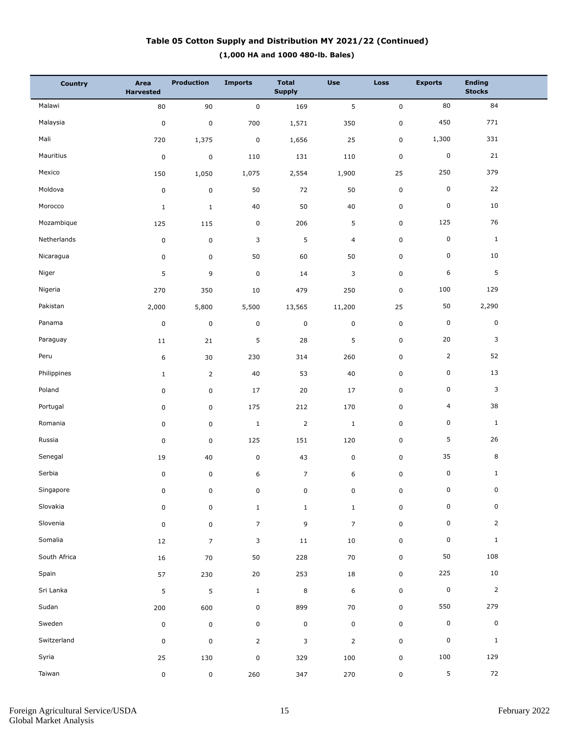**Table 05 Cotton Supply and Distribution MY 2021/22 (Continued)**

**(1,000 HA and 1000 480-lb. Bales)**

| Country | Area Harvested | Production | Imports | Total Supply | Use | Loss | Exports | Ending Stocks |
|---|---|---|---|---|---|---|---|---|
| Malawi | 80 | 90 | 0 | 169 | 5 | 0 | 80 | 84 |
| Malaysia | 0 | 0 | 700 | 1,571 | 350 | 0 | 450 | 771 |
| Mali | 720 | 1,375 | 0 | 1,656 | 25 | 0 | 1,300 | 331 |
| Mauritius | 0 | 0 | 110 | 131 | 110 | 0 | 0 | 21 |
| Mexico | 150 | 1,050 | 1,075 | 2,554 | 1,900 | 25 | 250 | 379 |
| Moldova | 0 | 0 | 50 | 72 | 50 | 0 | 0 | 22 |
| Morocco | 1 | 1 | 40 | 50 | 40 | 0 | 0 | 10 |
| Mozambique | 125 | 115 | 0 | 206 | 5 | 0 | 125 | 76 |
| Netherlands | 0 | 0 | 3 | 5 | 4 | 0 | 0 | 1 |
| Nicaragua | 0 | 0 | 50 | 60 | 50 | 0 | 0 | 10 |
| Niger | 5 | 9 | 0 | 14 | 3 | 0 | 6 | 5 |
| Nigeria | 270 | 350 | 10 | 479 | 250 | 0 | 100 | 129 |
| Pakistan | 2,000 | 5,800 | 5,500 | 13,565 | 11,200 | 25 | 50 | 2,290 |
| Panama | 0 | 0 | 0 | 0 | 0 | 0 | 0 | 0 |
| Paraguay | 11 | 21 | 5 | 28 | 5 | 0 | 20 | 3 |
| Peru | 6 | 30 | 230 | 314 | 260 | 0 | 2 | 52 |
| Philippines | 1 | 2 | 40 | 53 | 40 | 0 | 0 | 13 |
| Poland | 0 | 0 | 17 | 20 | 17 | 0 | 0 | 3 |
| Portugal | 0 | 0 | 175 | 212 | 170 | 0 | 4 | 38 |
| Romania | 0 | 0 | 1 | 2 | 1 | 0 | 0 | 1 |
| Russia | 0 | 0 | 125 | 151 | 120 | 0 | 5 | 26 |
| Senegal | 19 | 40 | 0 | 43 | 0 | 0 | 35 | 8 |
| Serbia | 0 | 0 | 6 | 7 | 6 | 0 | 0 | 1 |
| Singapore | 0 | 0 | 0 | 0 | 0 | 0 | 0 | 0 |
| Slovakia | 0 | 0 | 1 | 1 | 1 | 0 | 0 | 0 |
| Slovenia | 0 | 0 | 7 | 9 | 7 | 0 | 0 | 2 |
| Somalia | 12 | 7 | 3 | 11 | 10 | 0 | 0 | 1 |
| South Africa | 16 | 70 | 50 | 228 | 70 | 0 | 50 | 108 |
| Spain | 57 | 230 | 20 | 253 | 18 | 0 | 225 | 10 |
| Sri Lanka | 5 | 5 | 1 | 8 | 6 | 0 | 0 | 2 |
| Sudan | 200 | 600 | 0 | 899 | 70 | 0 | 550 | 279 |
| Sweden | 0 | 0 | 0 | 0 | 0 | 0 | 0 | 0 |
| Switzerland | 0 | 0 | 2 | 3 | 2 | 0 | 0 | 1 |
| Syria | 25 | 130 | 0 | 329 | 100 | 0 | 100 | 129 |
| Taiwan | 0 | 0 | 260 | 347 | 270 | 0 | 5 | 72 |

Foreign Agricultural Service/USDA
Global Market Analysis

February 2022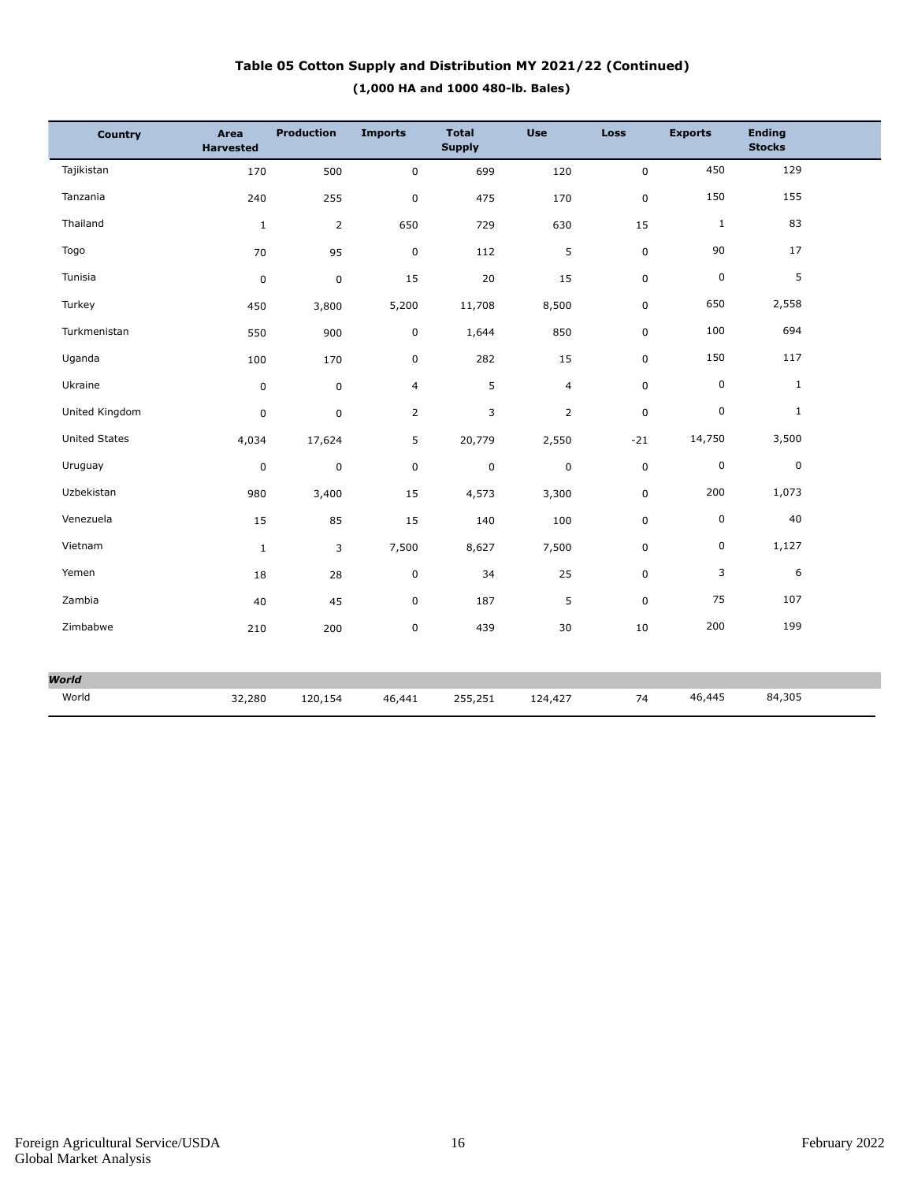### Table 05 Cotton Supply and Distribution MY 2021/22 (Continued)

**(1,000 HA and 1000 480-lb. Bales)**

| Country | Area Harvested | Production | Imports | Total Supply | Use | Loss | Exports | Ending Stocks |
|---|---|---|---|---|---|---|---|---|
| Tajikistan | 170 | 500 | 0 | 699 | 120 | 0 | 450 | 129 |
| Tanzania | 240 | 255 | 0 | 475 | 170 | 0 | 150 | 155 |
| Thailand | 1 | 2 | 650 | 729 | 630 | 15 | 1 | 83 |
| Togo | 70 | 95 | 0 | 112 | 5 | 0 | 90 | 17 |
| Tunisia | 0 | 0 | 15 | 20 | 15 | 0 | 0 | 5 |
| Turkey | 450 | 3,800 | 5,200 | 11,708 | 8,500 | 0 | 650 | 2,558 |
| Turkmenistan | 550 | 900 | 0 | 1,644 | 850 | 0 | 100 | 694 |
| Uganda | 100 | 170 | 0 | 282 | 15 | 0 | 150 | 117 |
| Ukraine | 0 | 0 | 4 | 5 | 4 | 0 | 0 | 1 |
| United Kingdom | 0 | 0 | 2 | 3 | 2 | 0 | 0 | 1 |
| United States | 4,034 | 17,624 | 5 | 20,779 | 2,550 | -21 | 14,750 | 3,500 |
| Uruguay | 0 | 0 | 0 | 0 | 0 | 0 | 0 | 0 |
| Uzbekistan | 980 | 3,400 | 15 | 4,573 | 3,300 | 0 | 200 | 1,073 |
| Venezuela | 15 | 85 | 15 | 140 | 100 | 0 | 0 | 40 |
| Vietnam | 1 | 3 | 7,500 | 8,627 | 7,500 | 0 | 0 | 1,127 |
| Yemen | 18 | 28 | 0 | 34 | 25 | 0 | 3 | 6 |
| Zambia | 40 | 45 | 0 | 187 | 5 | 0 | 75 | 107 |
| Zimbabwe | 210 | 200 | 0 | 439 | 30 | 10 | 200 | 199 |
| ***World*** | | | | | | | | |
| World | 32,280 | 120,154 | 46,441 | 255,251 | 124,427 | 74 | 46,445 | 84,305 |

Foreign Agricultural Service/USDA
Global Market Analysis

February 2022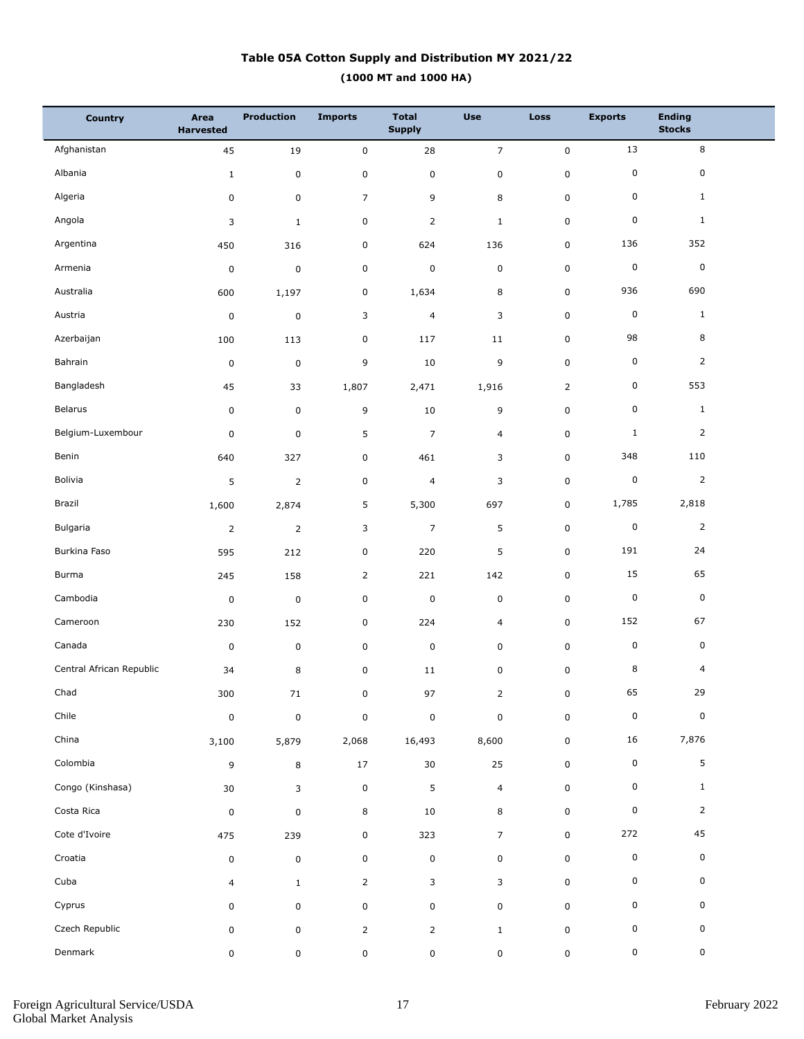# Table 05A Cotton Supply and Distribution MY 2021/22

**(1000 MT and 1000 HA)**

| Country | Area Harvested | Production | Imports | Total Supply | Use | Loss | Exports | Ending Stocks |
|---|---|---|---|---|---|---|---|---|
| Afghanistan | 45 | 19 | 0 | 28 | 7 | 0 | 13 | 8 |
| Albania | 1 | 0 | 0 | 0 | 0 | 0 | 0 | 0 |
| Algeria | 0 | 0 | 7 | 9 | 8 | 0 | 0 | 1 |
| Angola | 3 | 1 | 0 | 2 | 1 | 0 | 0 | 1 |
| Argentina | 450 | 316 | 0 | 624 | 136 | 0 | 136 | 352 |
| Armenia | 0 | 0 | 0 | 0 | 0 | 0 | 0 | 0 |
| Australia | 600 | 1,197 | 0 | 1,634 | 8 | 0 | 936 | 690 |
| Austria | 0 | 0 | 3 | 4 | 3 | 0 | 0 | 1 |
| Azerbaijan | 100 | 113 | 0 | 117 | 11 | 0 | 98 | 8 |
| Bahrain | 0 | 0 | 9 | 10 | 9 | 0 | 0 | 2 |
| Bangladesh | 45 | 33 | 1,807 | 2,471 | 1,916 | 2 | 0 | 553 |
| Belarus | 0 | 0 | 9 | 10 | 9 | 0 | 0 | 1 |
| Belgium-Luxembour | 0 | 0 | 5 | 7 | 4 | 0 | 1 | 2 |
| Benin | 640 | 327 | 0 | 461 | 3 | 0 | 348 | 110 |
| Bolivia | 5 | 2 | 0 | 4 | 3 | 0 | 0 | 2 |
| Brazil | 1,600 | 2,874 | 5 | 5,300 | 697 | 0 | 1,785 | 2,818 |
| Bulgaria | 2 | 2 | 3 | 7 | 5 | 0 | 0 | 2 |
| Burkina Faso | 595 | 212 | 0 | 220 | 5 | 0 | 191 | 24 |
| Burma | 245 | 158 | 2 | 221 | 142 | 0 | 15 | 65 |
| Cambodia | 0 | 0 | 0 | 0 | 0 | 0 | 0 | 0 |
| Cameroon | 230 | 152 | 0 | 224 | 4 | 0 | 152 | 67 |
| Canada | 0 | 0 | 0 | 0 | 0 | 0 | 0 | 0 |
| Central African Republic | 34 | 8 | 0 | 11 | 0 | 0 | 8 | 4 |
| Chad | 300 | 71 | 0 | 97 | 2 | 0 | 65 | 29 |
| Chile | 0 | 0 | 0 | 0 | 0 | 0 | 0 | 0 |
| China | 3,100 | 5,879 | 2,068 | 16,493 | 8,600 | 0 | 16 | 7,876 |
| Colombia | 9 | 8 | 17 | 30 | 25 | 0 | 0 | 5 |
| Congo (Kinshasa) | 30 | 3 | 0 | 5 | 4 | 0 | 0 | 1 |
| Costa Rica | 0 | 0 | 8 | 10 | 8 | 0 | 0 | 2 |
| Cote d'Ivoire | 475 | 239 | 0 | 323 | 7 | 0 | 272 | 45 |
| Croatia | 0 | 0 | 0 | 0 | 0 | 0 | 0 | 0 |
| Cuba | 4 | 1 | 2 | 3 | 3 | 0 | 0 | 0 |
| Cyprus | 0 | 0 | 0 | 0 | 0 | 0 | 0 | 0 |
| Czech Republic | 0 | 0 | 2 | 2 | 1 | 0 | 0 | 0 |
| Denmark | 0 | 0 | 0 | 0 | 0 | 0 | 0 | 0 |

Foreign Agricultural Service/USDA
Global Market Analysis

February 2022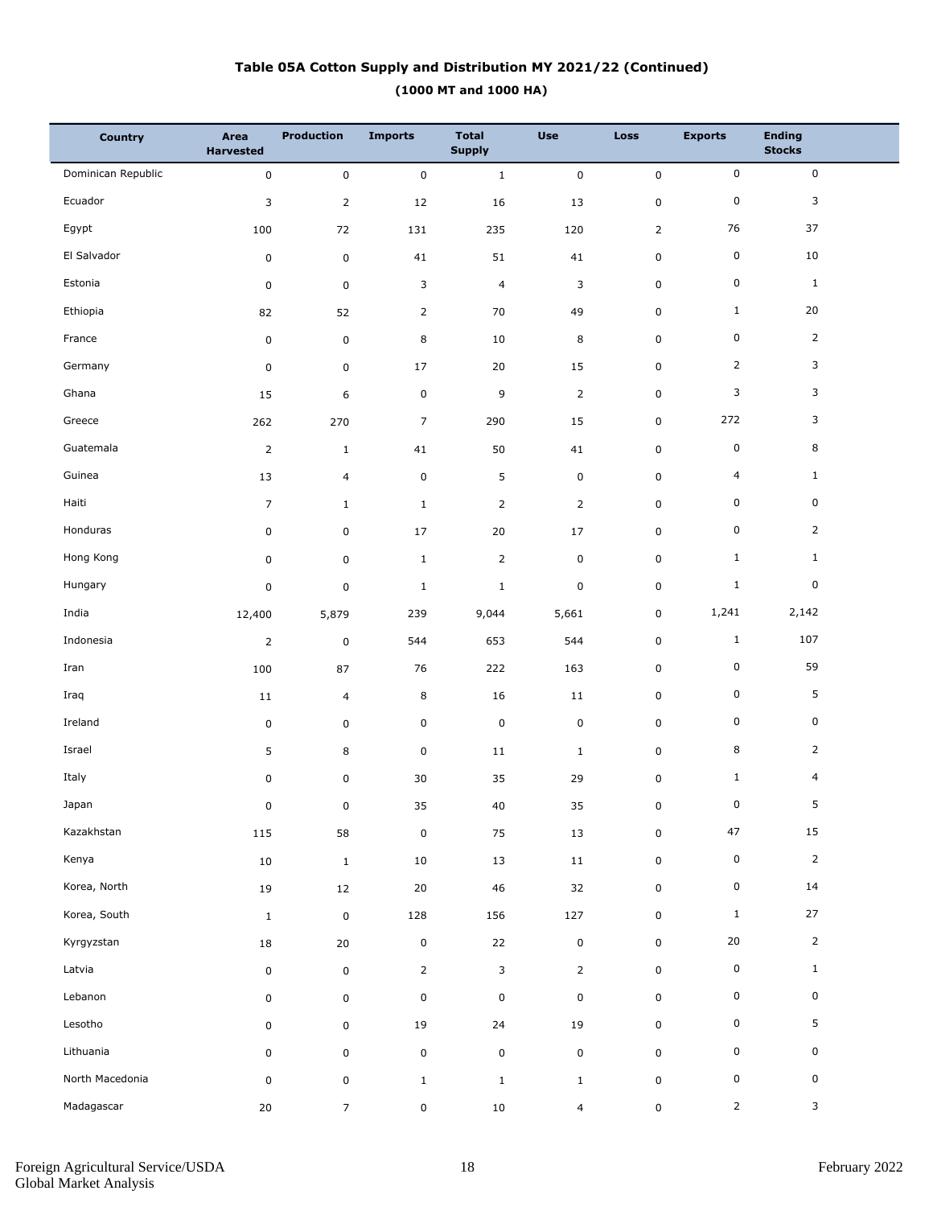## Table 05A Cotton Supply and Distribution MY 2021/22 (Continued)

**(1000 MT and 1000 HA)**

| Country | Area Harvested | Production | Imports | Total Supply | Use | Loss | Exports | Ending Stocks |
|---|---|---|---|---|---|---|---|---|
| Dominican Republic | 0 | 0 | 0 | 1 | 0 | 0 | 0 | 0 |
| Ecuador | 3 | 2 | 12 | 16 | 13 | 0 | 0 | 3 |
| Egypt | 100 | 72 | 131 | 235 | 120 | 2 | 76 | 37 |
| El Salvador | 0 | 0 | 41 | 51 | 41 | 0 | 0 | 10 |
| Estonia | 0 | 0 | 3 | 4 | 3 | 0 | 0 | 1 |
| Ethiopia | 82 | 52 | 2 | 70 | 49 | 0 | 1 | 20 |
| France | 0 | 0 | 8 | 10 | 8 | 0 | 0 | 2 |
| Germany | 0 | 0 | 17 | 20 | 15 | 0 | 2 | 3 |
| Ghana | 15 | 6 | 0 | 9 | 2 | 0 | 3 | 3 |
| Greece | 262 | 270 | 7 | 290 | 15 | 0 | 272 | 3 |
| Guatemala | 2 | 1 | 41 | 50 | 41 | 0 | 0 | 8 |
| Guinea | 13 | 4 | 0 | 5 | 0 | 0 | 4 | 1 |
| Haiti | 7 | 1 | 1 | 2 | 2 | 0 | 0 | 0 |
| Honduras | 0 | 0 | 17 | 20 | 17 | 0 | 0 | 2 |
| Hong Kong | 0 | 0 | 1 | 2 | 0 | 0 | 1 | 1 |
| Hungary | 0 | 0 | 1 | 1 | 0 | 0 | 1 | 0 |
| India | 12,400 | 5,879 | 239 | 9,044 | 5,661 | 0 | 1,241 | 2,142 |
| Indonesia | 2 | 0 | 544 | 653 | 544 | 0 | 1 | 107 |
| Iran | 100 | 87 | 76 | 222 | 163 | 0 | 0 | 59 |
| Iraq | 11 | 4 | 8 | 16 | 11 | 0 | 0 | 5 |
| Ireland | 0 | 0 | 0 | 0 | 0 | 0 | 0 | 0 |
| Israel | 5 | 8 | 0 | 11 | 1 | 0 | 8 | 2 |
| Italy | 0 | 0 | 30 | 35 | 29 | 0 | 1 | 4 |
| Japan | 0 | 0 | 35 | 40 | 35 | 0 | 0 | 5 |
| Kazakhstan | 115 | 58 | 0 | 75 | 13 | 0 | 47 | 15 |
| Kenya | 10 | 1 | 10 | 13 | 11 | 0 | 0 | 2 |
| Korea, North | 19 | 12 | 20 | 46 | 32 | 0 | 0 | 14 |
| Korea, South | 1 | 0 | 128 | 156 | 127 | 0 | 1 | 27 |
| Kyrgyzstan | 18 | 20 | 0 | 22 | 0 | 0 | 20 | 2 |
| Latvia | 0 | 0 | 2 | 3 | 2 | 0 | 0 | 1 |
| Lebanon | 0 | 0 | 0 | 0 | 0 | 0 | 0 | 0 |
| Lesotho | 0 | 0 | 19 | 24 | 19 | 0 | 0 | 5 |
| Lithuania | 0 | 0 | 0 | 0 | 0 | 0 | 0 | 0 |
| North Macedonia | 0 | 0 | 1 | 1 | 1 | 0 | 0 | 0 |
| Madagascar | 20 | 7 | 0 | 10 | 4 | 0 | 2 | 3 |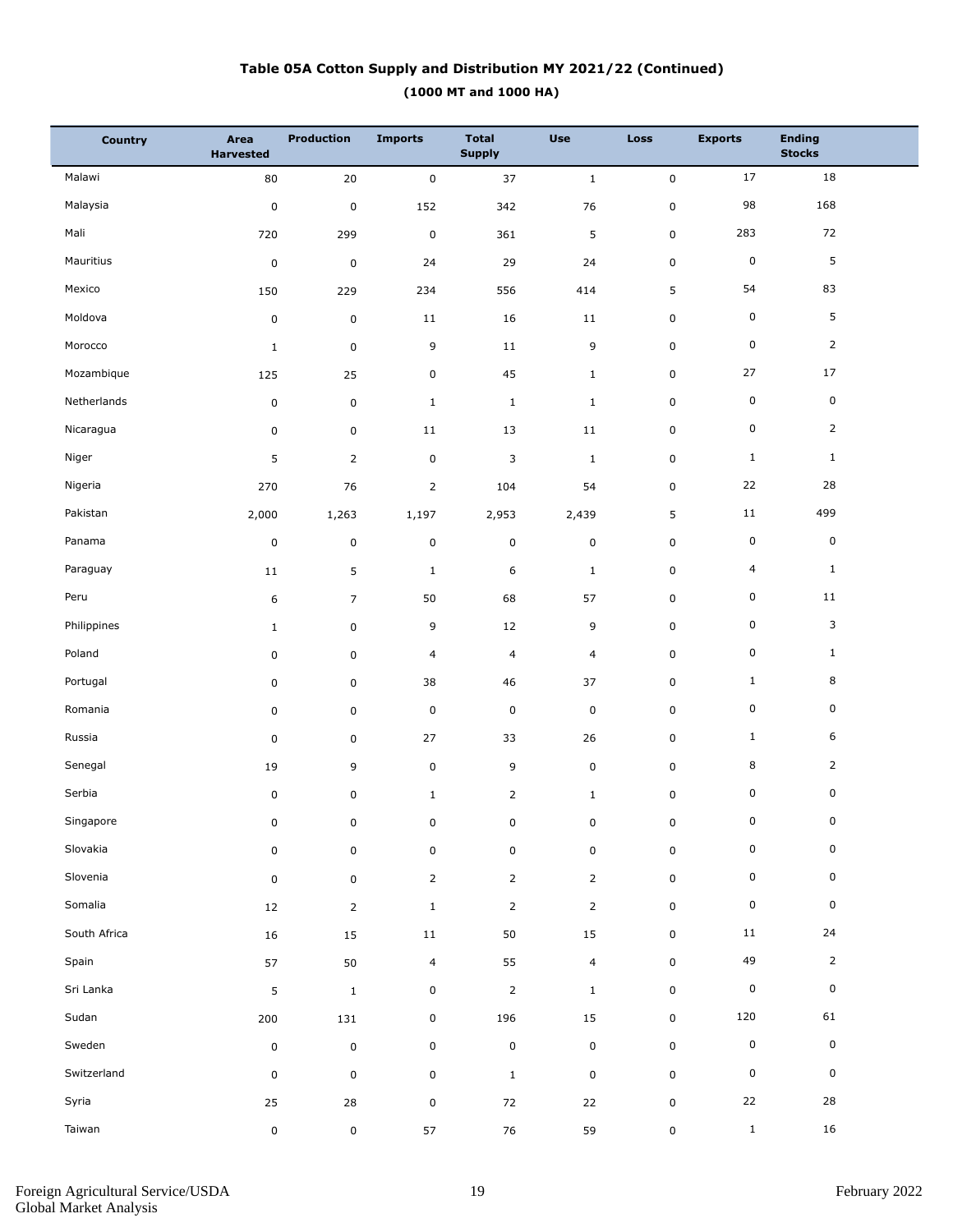### Table 05A Cotton Supply and Distribution MY 2021/22 (Continued)

**(1000 MT and 1000 HA)**

| Country | Area Harvested | Production | Imports | Total Supply | Use | Loss | Exports | Ending Stocks |
|---|---|---|---|---|---|---|---|---|
| Malawi | 80 | 20 | 0 | 37 | 1 | 0 | 17 | 18 |
| Malaysia | 0 | 0 | 152 | 342 | 76 | 0 | 98 | 168 |
| Mali | 720 | 299 | 0 | 361 | 5 | 0 | 283 | 72 |
| Mauritius | 0 | 0 | 24 | 29 | 24 | 0 | 0 | 5 |
| Mexico | 150 | 229 | 234 | 556 | 414 | 5 | 54 | 83 |
| Moldova | 0 | 0 | 11 | 16 | 11 | 0 | 0 | 5 |
| Morocco | 1 | 0 | 9 | 11 | 9 | 0 | 0 | 2 |
| Mozambique | 125 | 25 | 0 | 45 | 1 | 0 | 27 | 17 |
| Netherlands | 0 | 0 | 1 | 1 | 1 | 0 | 0 | 0 |
| Nicaragua | 0 | 0 | 11 | 13 | 11 | 0 | 0 | 2 |
| Niger | 5 | 2 | 0 | 3 | 1 | 0 | 1 | 1 |
| Nigeria | 270 | 76 | 2 | 104 | 54 | 0 | 22 | 28 |
| Pakistan | 2,000 | 1,263 | 1,197 | 2,953 | 2,439 | 5 | 11 | 499 |
| Panama | 0 | 0 | 0 | 0 | 0 | 0 | 0 | 0 |
| Paraguay | 11 | 5 | 1 | 6 | 1 | 0 | 4 | 1 |
| Peru | 6 | 7 | 50 | 68 | 57 | 0 | 0 | 11 |
| Philippines | 1 | 0 | 9 | 12 | 9 | 0 | 0 | 3 |
| Poland | 0 | 0 | 4 | 4 | 4 | 0 | 0 | 1 |
| Portugal | 0 | 0 | 38 | 46 | 37 | 0 | 1 | 8 |
| Romania | 0 | 0 | 0 | 0 | 0 | 0 | 0 | 0 |
| Russia | 0 | 0 | 27 | 33 | 26 | 0 | 1 | 6 |
| Senegal | 19 | 9 | 0 | 9 | 0 | 0 | 8 | 2 |
| Serbia | 0 | 0 | 1 | 2 | 1 | 0 | 0 | 0 |
| Singapore | 0 | 0 | 0 | 0 | 0 | 0 | 0 | 0 |
| Slovakia | 0 | 0 | 0 | 0 | 0 | 0 | 0 | 0 |
| Slovenia | 0 | 0 | 2 | 2 | 2 | 0 | 0 | 0 |
| Somalia | 12 | 2 | 1 | 2 | 2 | 0 | 0 | 0 |
| South Africa | 16 | 15 | 11 | 50 | 15 | 0 | 11 | 24 |
| Spain | 57 | 50 | 4 | 55 | 4 | 0 | 49 | 2 |
| Sri Lanka | 5 | 1 | 0 | 2 | 1 | 0 | 0 | 0 |
| Sudan | 200 | 131 | 0 | 196 | 15 | 0 | 120 | 61 |
| Sweden | 0 | 0 | 0 | 0 | 0 | 0 | 0 | 0 |
| Switzerland | 0 | 0 | 0 | 1 | 0 | 0 | 0 | 0 |
| Syria | 25 | 28 | 0 | 72 | 22 | 0 | 22 | 28 |
| Taiwan | 0 | 0 | 57 | 76 | 59 | 0 | 1 | 16 |

Foreign Agricultural Service/USDA
Global Market Analysis

February 2022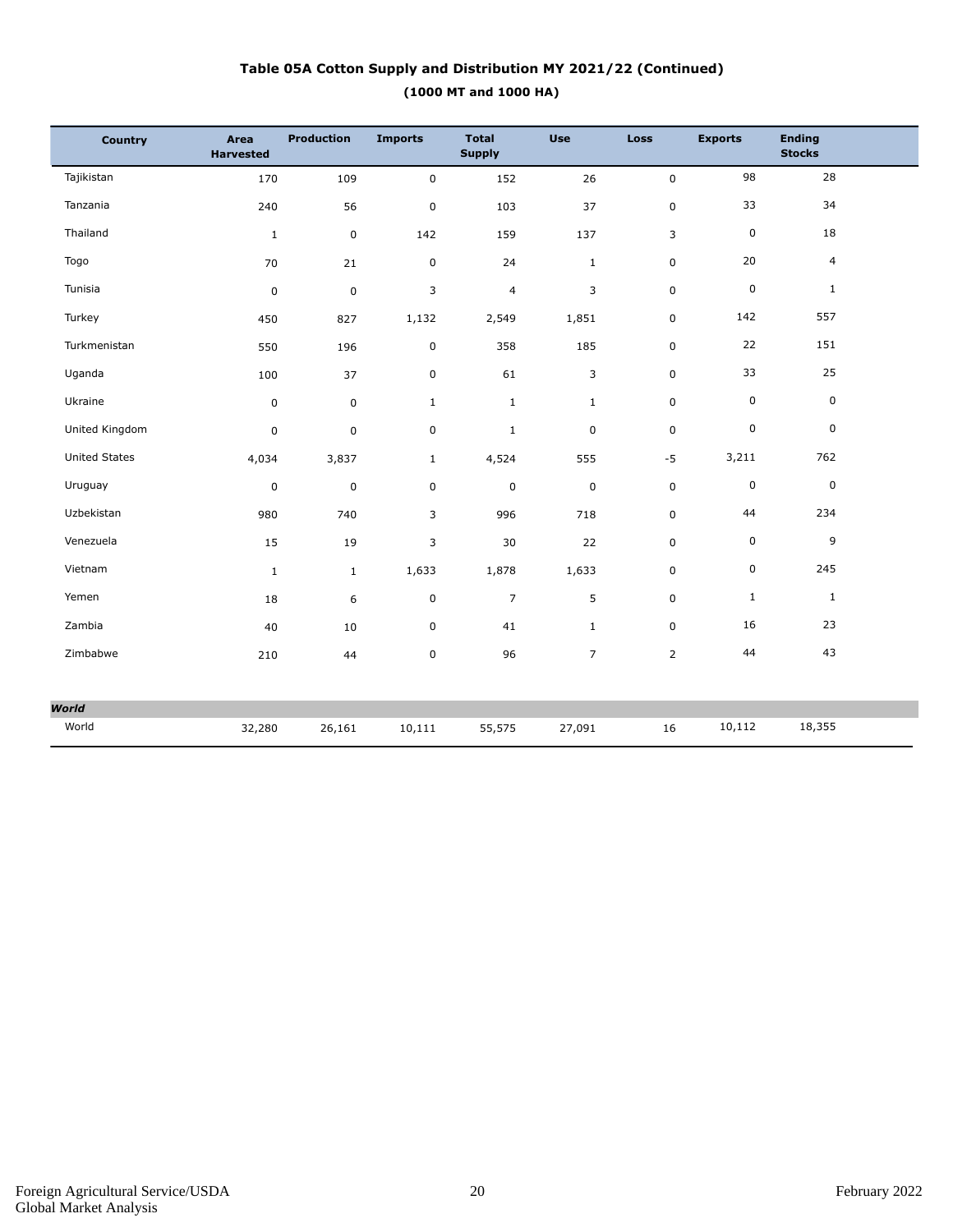# Table 05A Cotton Supply and Distribution MY 2021/22 (Continued)

## (1000 MT and 1000 HA)

| Country | Area Harvested | Production | Imports | Total Supply | Use | Loss | Exports | Ending Stocks |
|---|---|---|---|---|---|---|---|---|
| Tajikistan | 170 | 109 | 0 | 152 | 26 | 0 | 98 | 28 |
| Tanzania | 240 | 56 | 0 | 103 | 37 | 0 | 33 | 34 |
| Thailand | 1 | 0 | 142 | 159 | 137 | 3 | 0 | 18 |
| Togo | 70 | 21 | 0 | 24 | 1 | 0 | 20 | 4 |
| Tunisia | 0 | 0 | 3 | 4 | 3 | 0 | 0 | 1 |
| Turkey | 450 | 827 | 1,132 | 2,549 | 1,851 | 0 | 142 | 557 |
| Turkmenistan | 550 | 196 | 0 | 358 | 185 | 0 | 22 | 151 |
| Uganda | 100 | 37 | 0 | 61 | 3 | 0 | 33 | 25 |
| Ukraine | 0 | 0 | 1 | 1 | 1 | 0 | 0 | 0 |
| United Kingdom | 0 | 0 | 0 | 1 | 0 | 0 | 0 | 0 |
| United States | 4,034 | 3,837 | 1 | 4,524 | 555 | -5 | 3,211 | 762 |
| Uruguay | 0 | 0 | 0 | 0 | 0 | 0 | 0 | 0 |
| Uzbekistan | 980 | 740 | 3 | 996 | 718 | 0 | 44 | 234 |
| Venezuela | 15 | 19 | 3 | 30 | 22 | 0 | 0 | 9 |
| Vietnam | 1 | 1 | 1,633 | 1,878 | 1,633 | 0 | 0 | 245 |
| Yemen | 18 | 6 | 0 | 7 | 5 | 0 | 1 | 1 |
| Zambia | 40 | 10 | 0 | 41 | 1 | 0 | 16 | 23 |
| Zimbabwe | 210 | 44 | 0 | 96 | 7 | 2 | 44 | 43 |
| ***World*** | | | | | | | | |
| World | 32,280 | 26,161 | 10,111 | 55,575 | 27,091 | 16 | 10,112 | 18,355 |

Foreign Agricultural Service/USDA
Global Market Analysis

February 2022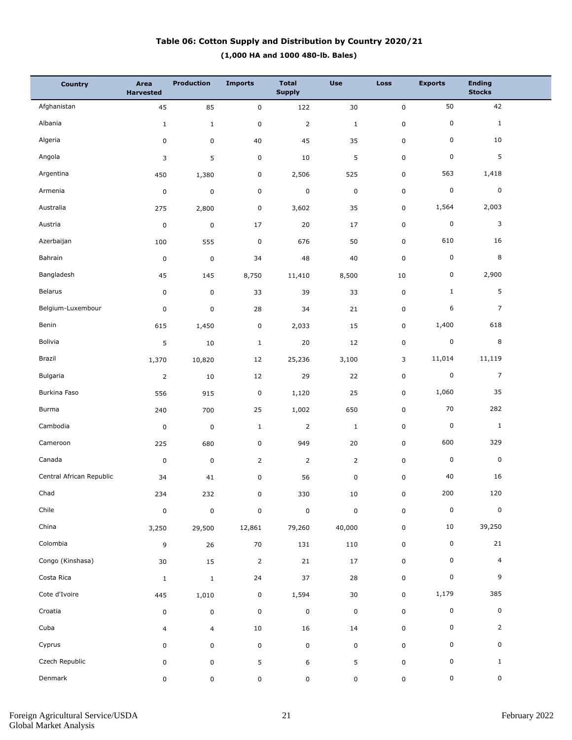## Table 06: Cotton Supply and Distribution by Country 2020/21

**(1,000 HA and 1000 480-lb. Bales)**

| Country | Area Harvested | Production | Imports | Total Supply | Use | Loss | Exports | Ending Stocks |
|---|---|---|---|---|---|---|---|---|
| Afghanistan | 45 | 85 | 0 | 122 | 30 | 0 | 50 | 42 |
| Albania | 1 | 1 | 0 | 2 | 1 | 0 | 0 | 1 |
| Algeria | 0 | 0 | 40 | 45 | 35 | 0 | 0 | 10 |
| Angola | 3 | 5 | 0 | 10 | 5 | 0 | 0 | 5 |
| Argentina | 450 | 1,380 | 0 | 2,506 | 525 | 0 | 563 | 1,418 |
| Armenia | 0 | 0 | 0 | 0 | 0 | 0 | 0 | 0 |
| Australia | 275 | 2,800 | 0 | 3,602 | 35 | 0 | 1,564 | 2,003 |
| Austria | 0 | 0 | 17 | 20 | 17 | 0 | 0 | 3 |
| Azerbaijan | 100 | 555 | 0 | 676 | 50 | 0 | 610 | 16 |
| Bahrain | 0 | 0 | 34 | 48 | 40 | 0 | 0 | 8 |
| Bangladesh | 45 | 145 | 8,750 | 11,410 | 8,500 | 10 | 0 | 2,900 |
| Belarus | 0 | 0 | 33 | 39 | 33 | 0 | 1 | 5 |
| Belgium-Luxembour | 0 | 0 | 28 | 34 | 21 | 0 | 6 | 7 |
| Benin | 615 | 1,450 | 0 | 2,033 | 15 | 0 | 1,400 | 618 |
| Bolivia | 5 | 10 | 1 | 20 | 12 | 0 | 0 | 8 |
| Brazil | 1,370 | 10,820 | 12 | 25,236 | 3,100 | 3 | 11,014 | 11,119 |
| Bulgaria | 2 | 10 | 12 | 29 | 22 | 0 | 0 | 7 |
| Burkina Faso | 556 | 915 | 0 | 1,120 | 25 | 0 | 1,060 | 35 |
| Burma | 240 | 700 | 25 | 1,002 | 650 | 0 | 70 | 282 |
| Cambodia | 0 | 0 | 1 | 2 | 1 | 0 | 0 | 1 |
| Cameroon | 225 | 680 | 0 | 949 | 20 | 0 | 600 | 329 |
| Canada | 0 | 0 | 2 | 2 | 2 | 0 | 0 | 0 |
| Central African Republic | 34 | 41 | 0 | 56 | 0 | 0 | 40 | 16 |
| Chad | 234 | 232 | 0 | 330 | 10 | 0 | 200 | 120 |
| Chile | 0 | 0 | 0 | 0 | 0 | 0 | 0 | 0 |
| China | 3,250 | 29,500 | 12,861 | 79,260 | 40,000 | 0 | 10 | 39,250 |
| Colombia | 9 | 26 | 70 | 131 | 110 | 0 | 0 | 21 |
| Congo (Kinshasa) | 30 | 15 | 2 | 21 | 17 | 0 | 0 | 4 |
| Costa Rica | 1 | 1 | 24 | 37 | 28 | 0 | 0 | 9 |
| Cote d'Ivoire | 445 | 1,010 | 0 | 1,594 | 30 | 0 | 1,179 | 385 |
| Croatia | 0 | 0 | 0 | 0 | 0 | 0 | 0 | 0 |
| Cuba | 4 | 4 | 10 | 16 | 14 | 0 | 0 | 2 |
| Cyprus | 0 | 0 | 0 | 0 | 0 | 0 | 0 | 0 |
| Czech Republic | 0 | 0 | 5 | 6 | 5 | 0 | 0 | 1 |
| Denmark | 0 | 0 | 0 | 0 | 0 | 0 | 0 | 0 |

Foreign Agricultural Service/USDA
Global Market Analysis

February 2022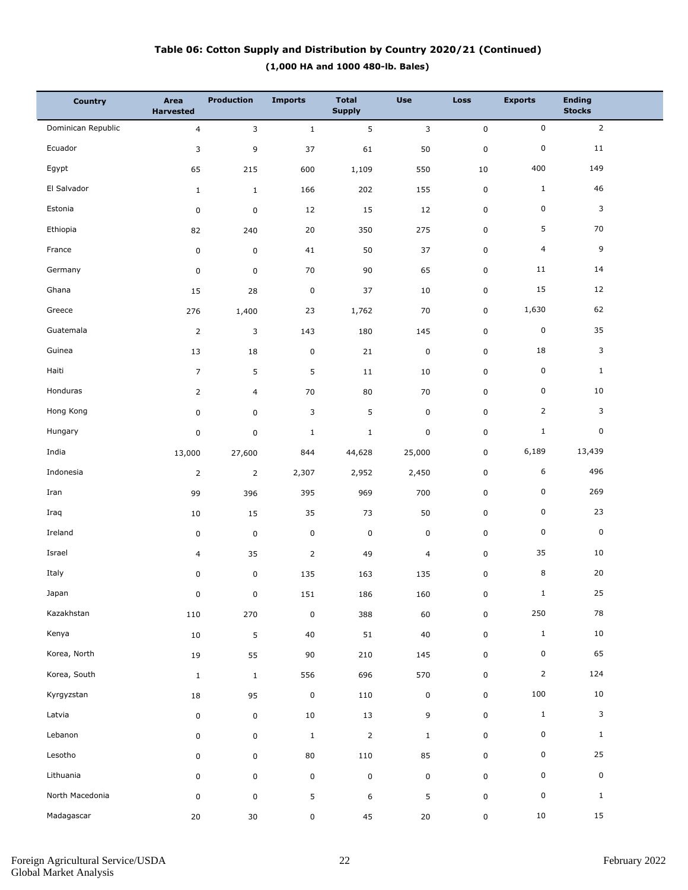## Table 06: Cotton Supply and Distribution by Country 2020/21 (Continued)

**(1,000 HA and 1000 480-lb. Bales)**

| Country | Area Harvested | Production | Imports | Total Supply | Use | Loss | Exports | Ending Stocks |
|---|---|---|---|---|---|---|---|---|
| Dominican Republic | 4 | 3 | 1 | 5 | 3 | 0 | 0 | 2 |
| Ecuador | 3 | 9 | 37 | 61 | 50 | 0 | 0 | 11 |
| Egypt | 65 | 215 | 600 | 1,109 | 550 | 10 | 400 | 149 |
| El Salvador | 1 | 1 | 166 | 202 | 155 | 0 | 1 | 46 |
| Estonia | 0 | 0 | 12 | 15 | 12 | 0 | 0 | 3 |
| Ethiopia | 82 | 240 | 20 | 350 | 275 | 0 | 5 | 70 |
| France | 0 | 0 | 41 | 50 | 37 | 0 | 4 | 9 |
| Germany | 0 | 0 | 70 | 90 | 65 | 0 | 11 | 14 |
| Ghana | 15 | 28 | 0 | 37 | 10 | 0 | 15 | 12 |
| Greece | 276 | 1,400 | 23 | 1,762 | 70 | 0 | 1,630 | 62 |
| Guatemala | 2 | 3 | 143 | 180 | 145 | 0 | 0 | 35 |
| Guinea | 13 | 18 | 0 | 21 | 0 | 0 | 18 | 3 |
| Haiti | 7 | 5 | 5 | 11 | 10 | 0 | 0 | 1 |
| Honduras | 2 | 4 | 70 | 80 | 70 | 0 | 0 | 10 |
| Hong Kong | 0 | 0 | 3 | 5 | 0 | 0 | 2 | 3 |
| Hungary | 0 | 0 | 1 | 1 | 0 | 0 | 1 | 0 |
| India | 13,000 | 27,600 | 844 | 44,628 | 25,000 | 0 | 6,189 | 13,439 |
| Indonesia | 2 | 2 | 2,307 | 2,952 | 2,450 | 0 | 6 | 496 |
| Iran | 99 | 396 | 395 | 969 | 700 | 0 | 0 | 269 |
| Iraq | 10 | 15 | 35 | 73 | 50 | 0 | 0 | 23 |
| Ireland | 0 | 0 | 0 | 0 | 0 | 0 | 0 | 0 |
| Israel | 4 | 35 | 2 | 49 | 4 | 0 | 35 | 10 |
| Italy | 0 | 0 | 135 | 163 | 135 | 0 | 8 | 20 |
| Japan | 0 | 0 | 151 | 186 | 160 | 0 | 1 | 25 |
| Kazakhstan | 110 | 270 | 0 | 388 | 60 | 0 | 250 | 78 |
| Kenya | 10 | 5 | 40 | 51 | 40 | 0 | 1 | 10 |
| Korea, North | 19 | 55 | 90 | 210 | 145 | 0 | 0 | 65 |
| Korea, South | 1 | 1 | 556 | 696 | 570 | 0 | 2 | 124 |
| Kyrgyzstan | 18 | 95 | 0 | 110 | 0 | 0 | 100 | 10 |
| Latvia | 0 | 0 | 10 | 13 | 9 | 0 | 1 | 3 |
| Lebanon | 0 | 0 | 1 | 2 | 1 | 0 | 0 | 1 |
| Lesotho | 0 | 0 | 80 | 110 | 85 | 0 | 0 | 25 |
| Lithuania | 0 | 0 | 0 | 0 | 0 | 0 | 0 | 0 |
| North Macedonia | 0 | 0 | 5 | 6 | 5 | 0 | 0 | 1 |
| Madagascar | 20 | 30 | 0 | 45 | 20 | 0 | 10 | 15 |

Foreign Agricultural Service/USDA
Global Market Analysis

February 2022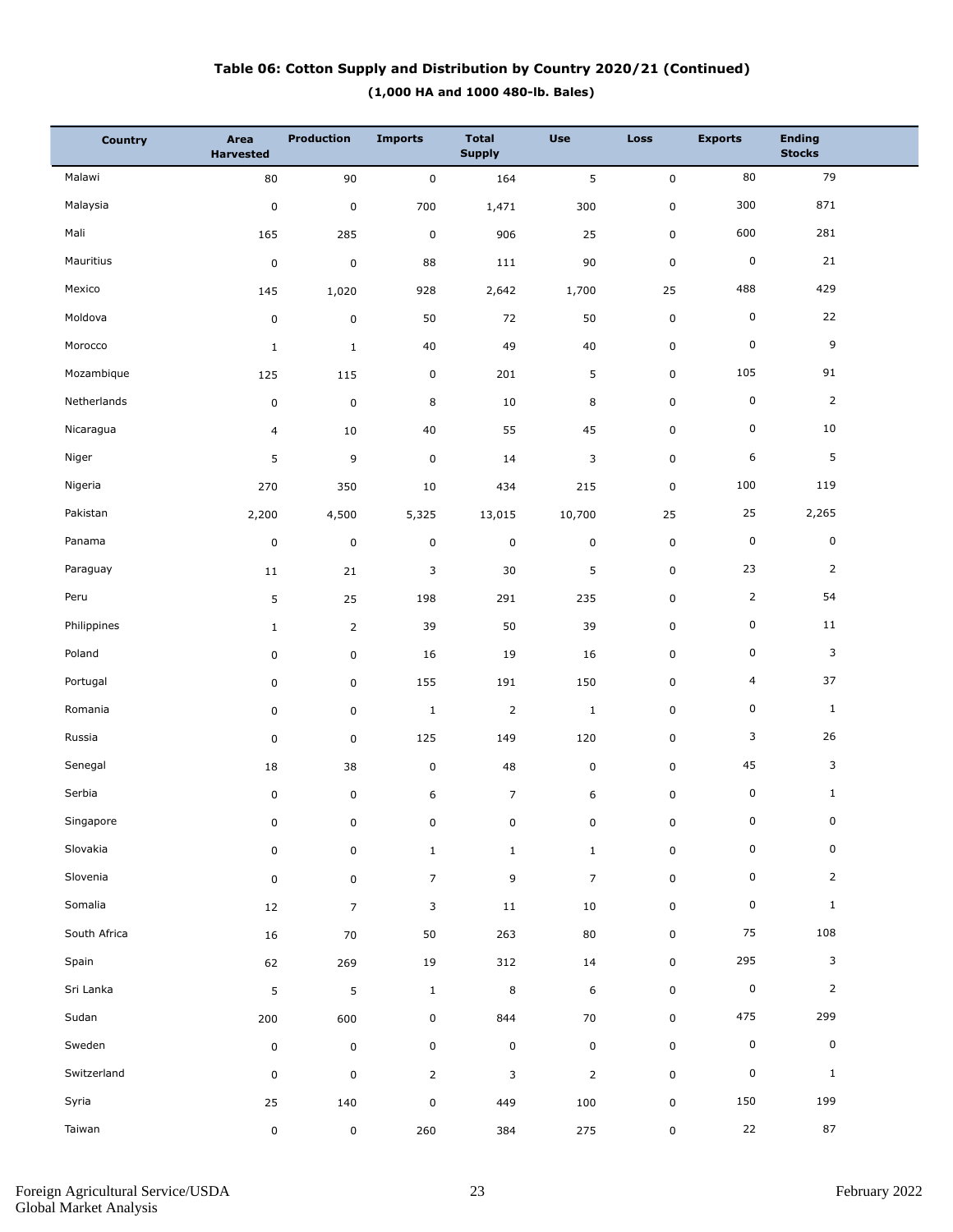**Table 06: Cotton Supply and Distribution by Country 2020/21 (Continued)**

**(1,000 HA and 1000 480-lb. Bales)**

| Country | Area Harvested | Production | Imports | Total Supply | Use | Loss | Exports | Ending Stocks |
|---|---|---|---|---|---|---|---|---|
| Malawi | 80 | 90 | 0 | 164 | 5 | 0 | 80 | 79 |
| Malaysia | 0 | 0 | 700 | 1,471 | 300 | 0 | 300 | 871 |
| Mali | 165 | 285 | 0 | 906 | 25 | 0 | 600 | 281 |
| Mauritius | 0 | 0 | 88 | 111 | 90 | 0 | 0 | 21 |
| Mexico | 145 | 1,020 | 928 | 2,642 | 1,700 | 25 | 488 | 429 |
| Moldova | 0 | 0 | 50 | 72 | 50 | 0 | 0 | 22 |
| Morocco | 1 | 1 | 40 | 49 | 40 | 0 | 0 | 9 |
| Mozambique | 125 | 115 | 0 | 201 | 5 | 0 | 105 | 91 |
| Netherlands | 0 | 0 | 8 | 10 | 8 | 0 | 0 | 2 |
| Nicaragua | 4 | 10 | 40 | 55 | 45 | 0 | 0 | 10 |
| Niger | 5 | 9 | 0 | 14 | 3 | 0 | 6 | 5 |
| Nigeria | 270 | 350 | 10 | 434 | 215 | 0 | 100 | 119 |
| Pakistan | 2,200 | 4,500 | 5,325 | 13,015 | 10,700 | 25 | 25 | 2,265 |
| Panama | 0 | 0 | 0 | 0 | 0 | 0 | 0 | 0 |
| Paraguay | 11 | 21 | 3 | 30 | 5 | 0 | 23 | 2 |
| Peru | 5 | 25 | 198 | 291 | 235 | 0 | 2 | 54 |
| Philippines | 1 | 2 | 39 | 50 | 39 | 0 | 0 | 11 |
| Poland | 0 | 0 | 16 | 19 | 16 | 0 | 0 | 3 |
| Portugal | 0 | 0 | 155 | 191 | 150 | 0 | 4 | 37 |
| Romania | 0 | 0 | 1 | 2 | 1 | 0 | 0 | 1 |
| Russia | 0 | 0 | 125 | 149 | 120 | 0 | 3 | 26 |
| Senegal | 18 | 38 | 0 | 48 | 0 | 0 | 45 | 3 |
| Serbia | 0 | 0 | 6 | 7 | 6 | 0 | 0 | 1 |
| Singapore | 0 | 0 | 0 | 0 | 0 | 0 | 0 | 0 |
| Slovakia | 0 | 0 | 1 | 1 | 1 | 0 | 0 | 0 |
| Slovenia | 0 | 0 | 7 | 9 | 7 | 0 | 0 | 2 |
| Somalia | 12 | 7 | 3 | 11 | 10 | 0 | 0 | 1 |
| South Africa | 16 | 70 | 50 | 263 | 80 | 0 | 75 | 108 |
| Spain | 62 | 269 | 19 | 312 | 14 | 0 | 295 | 3 |
| Sri Lanka | 5 | 5 | 1 | 8 | 6 | 0 | 0 | 2 |
| Sudan | 200 | 600 | 0 | 844 | 70 | 0 | 475 | 299 |
| Sweden | 0 | 0 | 0 | 0 | 0 | 0 | 0 | 0 |
| Switzerland | 0 | 0 | 2 | 3 | 2 | 0 | 0 | 1 |
| Syria | 25 | 140 | 0 | 449 | 100 | 0 | 150 | 199 |
| Taiwan | 0 | 0 | 260 | 384 | 275 | 0 | 22 | 87 |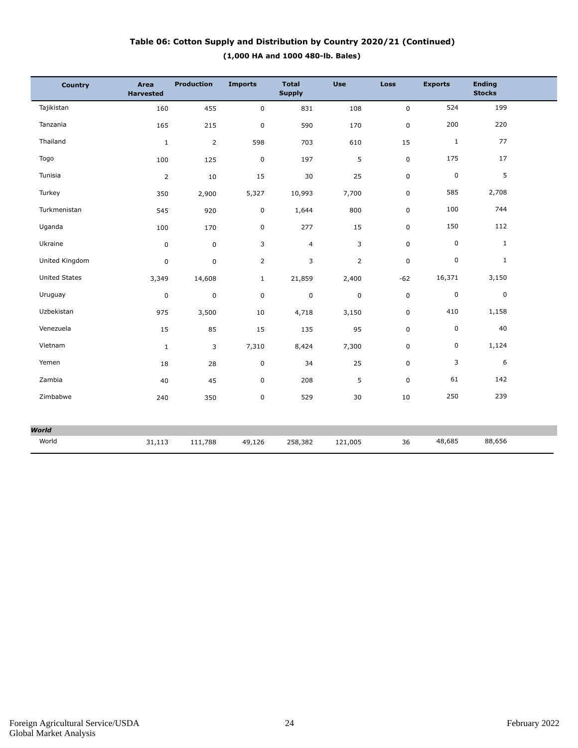**Table 06: Cotton Supply and Distribution by Country 2020/21 (Continued)**

**(1,000 HA and 1000 480-lb. Bales)**

| Country | Area Harvested | Production | Imports | Total Supply | Use | Loss | Exports | Ending Stocks |
|---|---|---|---|---|---|---|---|---|
| Tajikistan | 160 | 455 | 0 | 831 | 108 | 0 | 524 | 199 |
| Tanzania | 165 | 215 | 0 | 590 | 170 | 0 | 200 | 220 |
| Thailand | 1 | 2 | 598 | 703 | 610 | 15 | 1 | 77 |
| Togo | 100 | 125 | 0 | 197 | 5 | 0 | 175 | 17 |
| Tunisia | 2 | 10 | 15 | 30 | 25 | 0 | 0 | 5 |
| Turkey | 350 | 2,900 | 5,327 | 10,993 | 7,700 | 0 | 585 | 2,708 |
| Turkmenistan | 545 | 920 | 0 | 1,644 | 800 | 0 | 100 | 744 |
| Uganda | 100 | 170 | 0 | 277 | 15 | 0 | 150 | 112 |
| Ukraine | 0 | 0 | 3 | 4 | 3 | 0 | 0 | 1 |
| United Kingdom | 0 | 0 | 2 | 3 | 2 | 0 | 0 | 1 |
| United States | 3,349 | 14,608 | 1 | 21,859 | 2,400 | -62 | 16,371 | 3,150 |
| Uruguay | 0 | 0 | 0 | 0 | 0 | 0 | 0 | 0 |
| Uzbekistan | 975 | 3,500 | 10 | 4,718 | 3,150 | 0 | 410 | 1,158 |
| Venezuela | 15 | 85 | 15 | 135 | 95 | 0 | 0 | 40 |
| Vietnam | 1 | 3 | 7,310 | 8,424 | 7,300 | 0 | 0 | 1,124 |
| Yemen | 18 | 28 | 0 | 34 | 25 | 0 | 3 | 6 |
| Zambia | 40 | 45 | 0 | 208 | 5 | 0 | 61 | 142 |
| Zimbabwe | 240 | 350 | 0 | 529 | 30 | 10 | 250 | 239 |
| ***World*** | | | | | | | | |
| World | 31,113 | 111,788 | 49,126 | 258,382 | 121,005 | 36 | 48,685 | 88,656 |

Foreign Agricultural Service/USDA
Global Market Analysis

February 2022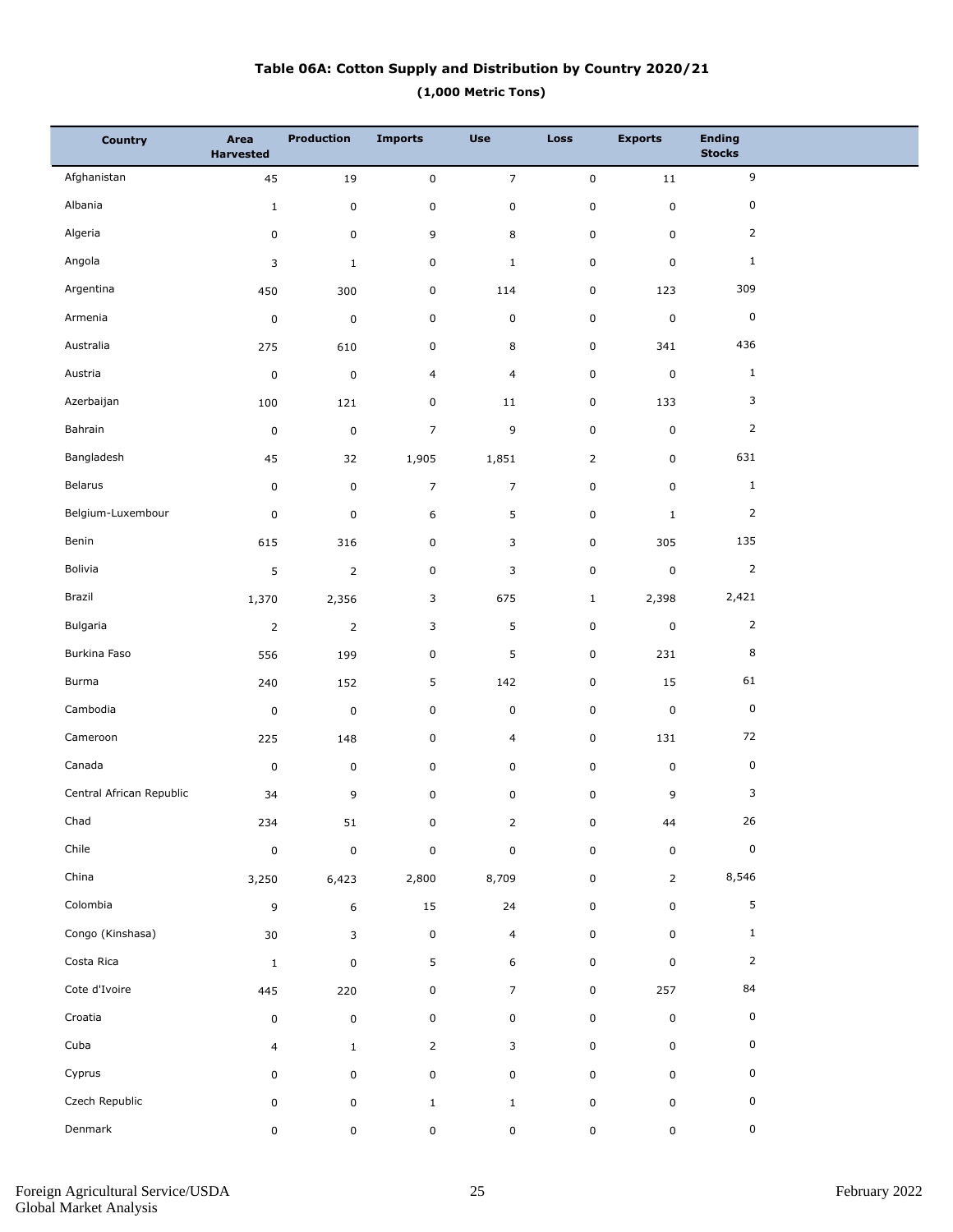**Table 06A: Cotton Supply and Distribution by Country 2020/21**

**(1,000 Metric Tons)**

| Country | Area Harvested | Production | Imports | Use | Loss | Exports | Ending Stocks |
|---|---|---|---|---|---|---|---|
| Afghanistan | 45 | 19 | 0 | 7 | 0 | 11 | 9 |
| Albania | 1 | 0 | 0 | 0 | 0 | 0 | 0 |
| Algeria | 0 | 0 | 9 | 8 | 0 | 0 | 2 |
| Angola | 3 | 1 | 0 | 1 | 0 | 0 | 1 |
| Argentina | 450 | 300 | 0 | 114 | 0 | 123 | 309 |
| Armenia | 0 | 0 | 0 | 0 | 0 | 0 | 0 |
| Australia | 275 | 610 | 0 | 8 | 0 | 341 | 436 |
| Austria | 0 | 0 | 4 | 4 | 0 | 0 | 1 |
| Azerbaijan | 100 | 121 | 0 | 11 | 0 | 133 | 3 |
| Bahrain | 0 | 0 | 7 | 9 | 0 | 0 | 2 |
| Bangladesh | 45 | 32 | 1,905 | 1,851 | 2 | 0 | 631 |
| Belarus | 0 | 0 | 7 | 7 | 0 | 0 | 1 |
| Belgium-Luxembour | 0 | 0 | 6 | 5 | 0 | 1 | 2 |
| Benin | 615 | 316 | 0 | 3 | 0 | 305 | 135 |
| Bolivia | 5 | 2 | 0 | 3 | 0 | 0 | 2 |
| Brazil | 1,370 | 2,356 | 3 | 675 | 1 | 2,398 | 2,421 |
| Bulgaria | 2 | 2 | 3 | 5 | 0 | 0 | 2 |
| Burkina Faso | 556 | 199 | 0 | 5 | 0 | 231 | 8 |
| Burma | 240 | 152 | 5 | 142 | 0 | 15 | 61 |
| Cambodia | 0 | 0 | 0 | 0 | 0 | 0 | 0 |
| Cameroon | 225 | 148 | 0 | 4 | 0 | 131 | 72 |
| Canada | 0 | 0 | 0 | 0 | 0 | 0 | 0 |
| Central African Republic | 34 | 9 | 0 | 0 | 0 | 9 | 3 |
| Chad | 234 | 51 | 0 | 2 | 0 | 44 | 26 |
| Chile | 0 | 0 | 0 | 0 | 0 | 0 | 0 |
| China | 3,250 | 6,423 | 2,800 | 8,709 | 0 | 2 | 8,546 |
| Colombia | 9 | 6 | 15 | 24 | 0 | 0 | 5 |
| Congo (Kinshasa) | 30 | 3 | 0 | 4 | 0 | 0 | 1 |
| Costa Rica | 1 | 0 | 5 | 6 | 0 | 0 | 2 |
| Cote d'Ivoire | 445 | 220 | 0 | 7 | 0 | 257 | 84 |
| Croatia | 0 | 0 | 0 | 0 | 0 | 0 | 0 |
| Cuba | 4 | 1 | 2 | 3 | 0 | 0 | 0 |
| Cyprus | 0 | 0 | 0 | 0 | 0 | 0 | 0 |
| Czech Republic | 0 | 0 | 1 | 1 | 0 | 0 | 0 |
| Denmark | 0 | 0 | 0 | 0 | 0 | 0 | 0 |

Foreign Agricultural Service/USDA
Global Market Analysis

February 2022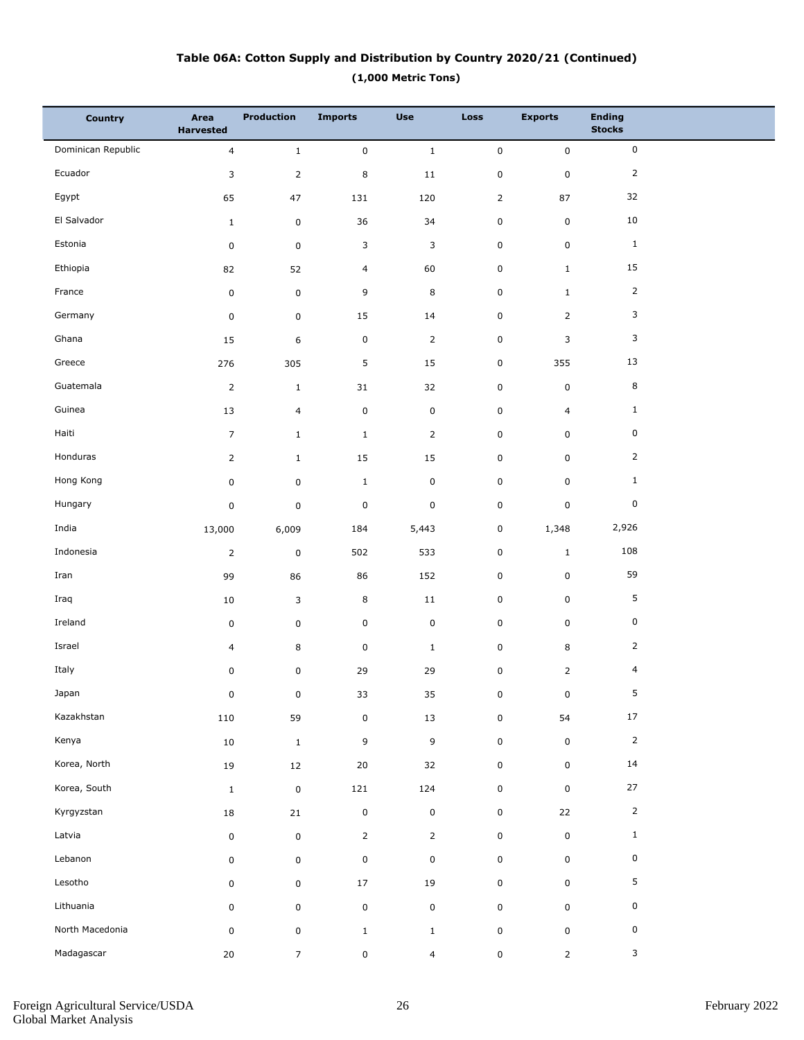**Table 06A: Cotton Supply and Distribution by Country 2020/21 (Continued)**

**(1,000 Metric Tons)**

| Country | Area Harvested | Production | Imports | Use | Loss | Exports | Ending Stocks |
|---|---|---|---|---|---|---|---|
| Dominican Republic | 4 | 1 | 0 | 1 | 0 | 0 | 0 |
| Ecuador | 3 | 2 | 8 | 11 | 0 | 0 | 2 |
| Egypt | 65 | 47 | 131 | 120 | 2 | 87 | 32 |
| El Salvador | 1 | 0 | 36 | 34 | 0 | 0 | 10 |
| Estonia | 0 | 0 | 3 | 3 | 0 | 0 | 1 |
| Ethiopia | 82 | 52 | 4 | 60 | 0 | 1 | 15 |
| France | 0 | 0 | 9 | 8 | 0 | 1 | 2 |
| Germany | 0 | 0 | 15 | 14 | 0 | 2 | 3 |
| Ghana | 15 | 6 | 0 | 2 | 0 | 3 | 3 |
| Greece | 276 | 305 | 5 | 15 | 0 | 355 | 13 |
| Guatemala | 2 | 1 | 31 | 32 | 0 | 0 | 8 |
| Guinea | 13 | 4 | 0 | 0 | 0 | 4 | 1 |
| Haiti | 7 | 1 | 1 | 2 | 0 | 0 | 0 |
| Honduras | 2 | 1 | 15 | 15 | 0 | 0 | 2 |
| Hong Kong | 0 | 0 | 1 | 0 | 0 | 0 | 1 |
| Hungary | 0 | 0 | 0 | 0 | 0 | 0 | 0 |
| India | 13,000 | 6,009 | 184 | 5,443 | 0 | 1,348 | 2,926 |
| Indonesia | 2 | 0 | 502 | 533 | 0 | 1 | 108 |
| Iran | 99 | 86 | 86 | 152 | 0 | 0 | 59 |
| Iraq | 10 | 3 | 8 | 11 | 0 | 0 | 5 |
| Ireland | 0 | 0 | 0 | 0 | 0 | 0 | 0 |
| Israel | 4 | 8 | 0 | 1 | 0 | 8 | 2 |
| Italy | 0 | 0 | 29 | 29 | 0 | 2 | 4 |
| Japan | 0 | 0 | 33 | 35 | 0 | 0 | 5 |
| Kazakhstan | 110 | 59 | 0 | 13 | 0 | 54 | 17 |
| Kenya | 10 | 1 | 9 | 9 | 0 | 0 | 2 |
| Korea, North | 19 | 12 | 20 | 32 | 0 | 0 | 14 |
| Korea, South | 1 | 0 | 121 | 124 | 0 | 0 | 27 |
| Kyrgyzstan | 18 | 21 | 0 | 0 | 0 | 22 | 2 |
| Latvia | 0 | 0 | 2 | 2 | 0 | 0 | 1 |
| Lebanon | 0 | 0 | 0 | 0 | 0 | 0 | 0 |
| Lesotho | 0 | 0 | 17 | 19 | 0 | 0 | 5 |
| Lithuania | 0 | 0 | 0 | 0 | 0 | 0 | 0 |
| North Macedonia | 0 | 0 | 1 | 1 | 0 | 0 | 0 |
| Madagascar | 20 | 7 | 0 | 4 | 0 | 2 | 3 |

Foreign Agricultural Service/USDA
Global Market Analysis

February 2022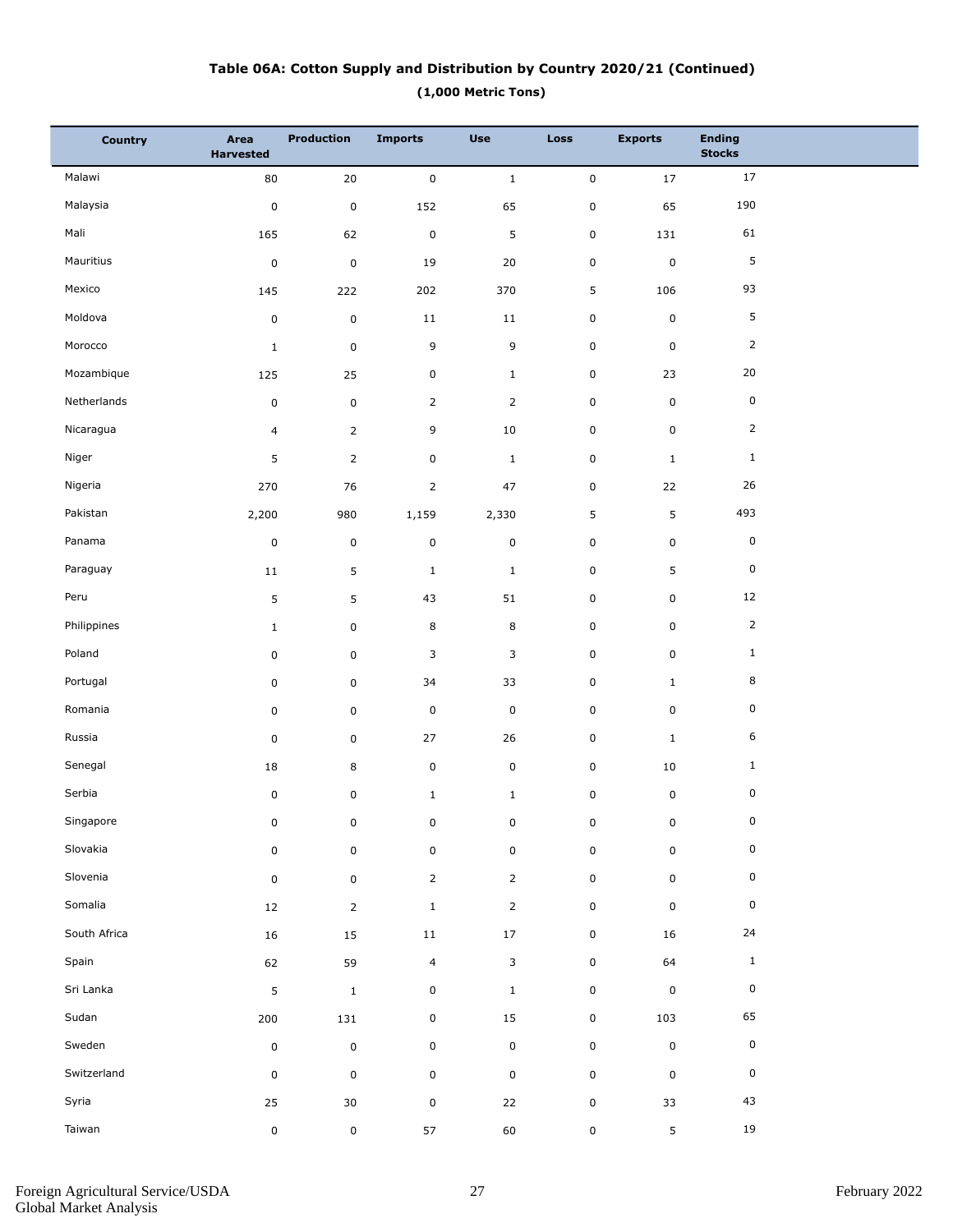**Table 06A: Cotton Supply and Distribution by Country 2020/21 (Continued)**

**(1,000 Metric Tons)**

| Country | Area Harvested | Production | Imports | Use | Loss | Exports | Ending Stocks |
|---|---|---|---|---|---|---|---|
| Malawi | 80 | 20 | 0 | 1 | 0 | 17 | 17 |
| Malaysia | 0 | 0 | 152 | 65 | 0 | 65 | 190 |
| Mali | 165 | 62 | 0 | 5 | 0 | 131 | 61 |
| Mauritius | 0 | 0 | 19 | 20 | 0 | 0 | 5 |
| Mexico | 145 | 222 | 202 | 370 | 5 | 106 | 93 |
| Moldova | 0 | 0 | 11 | 11 | 0 | 0 | 5 |
| Morocco | 1 | 0 | 9 | 9 | 0 | 0 | 2 |
| Mozambique | 125 | 25 | 0 | 1 | 0 | 23 | 20 |
| Netherlands | 0 | 0 | 2 | 2 | 0 | 0 | 0 |
| Nicaragua | 4 | 2 | 9 | 10 | 0 | 0 | 2 |
| Niger | 5 | 2 | 0 | 1 | 0 | 1 | 1 |
| Nigeria | 270 | 76 | 2 | 47 | 0 | 22 | 26 |
| Pakistan | 2,200 | 980 | 1,159 | 2,330 | 5 | 5 | 493 |
| Panama | 0 | 0 | 0 | 0 | 0 | 0 | 0 |
| Paraguay | 11 | 5 | 1 | 1 | 0 | 5 | 0 |
| Peru | 5 | 5 | 43 | 51 | 0 | 0 | 12 |
| Philippines | 1 | 0 | 8 | 8 | 0 | 0 | 2 |
| Poland | 0 | 0 | 3 | 3 | 0 | 0 | 1 |
| Portugal | 0 | 0 | 34 | 33 | 0 | 1 | 8 |
| Romania | 0 | 0 | 0 | 0 | 0 | 0 | 0 |
| Russia | 0 | 0 | 27 | 26 | 0 | 1 | 6 |
| Senegal | 18 | 8 | 0 | 0 | 0 | 10 | 1 |
| Serbia | 0 | 0 | 1 | 1 | 0 | 0 | 0 |
| Singapore | 0 | 0 | 0 | 0 | 0 | 0 | 0 |
| Slovakia | 0 | 0 | 0 | 0 | 0 | 0 | 0 |
| Slovenia | 0 | 0 | 2 | 2 | 0 | 0 | 0 |
| Somalia | 12 | 2 | 1 | 2 | 0 | 0 | 0 |
| South Africa | 16 | 15 | 11 | 17 | 0 | 16 | 24 |
| Spain | 62 | 59 | 4 | 3 | 0 | 64 | 1 |
| Sri Lanka | 5 | 1 | 0 | 1 | 0 | 0 | 0 |
| Sudan | 200 | 131 | 0 | 15 | 0 | 103 | 65 |
| Sweden | 0 | 0 | 0 | 0 | 0 | 0 | 0 |
| Switzerland | 0 | 0 | 0 | 0 | 0 | 0 | 0 |
| Syria | 25 | 30 | 0 | 22 | 0 | 33 | 43 |
| Taiwan | 0 | 0 | 57 | 60 | 0 | 5 | 19 |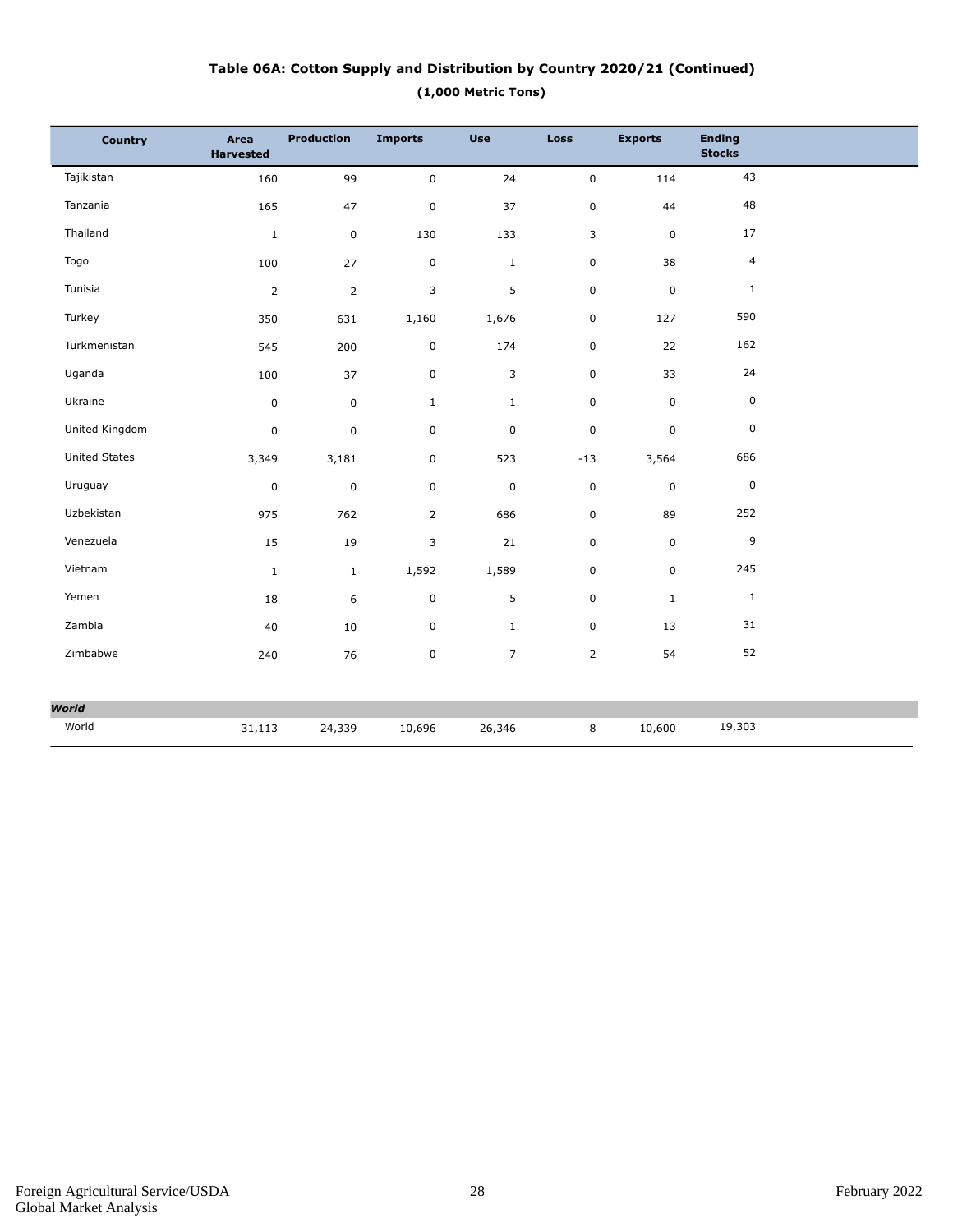## Table 06A: Cotton Supply and Distribution by Country 2020/21 (Continued)

**(1,000 Metric Tons)**

| Country | Area Harvested | Production | Imports | Use | Loss | Exports | Ending Stocks |
|---|---|---|---|---|---|---|---|
| Tajikistan | 160 | 99 | 0 | 24 | 0 | 114 | 43 |
| Tanzania | 165 | 47 | 0 | 37 | 0 | 44 | 48 |
| Thailand | 1 | 0 | 130 | 133 | 3 | 0 | 17 |
| Togo | 100 | 27 | 0 | 1 | 0 | 38 | 4 |
| Tunisia | 2 | 2 | 3 | 5 | 0 | 0 | 1 |
| Turkey | 350 | 631 | 1,160 | 1,676 | 0 | 127 | 590 |
| Turkmenistan | 545 | 200 | 0 | 174 | 0 | 22 | 162 |
| Uganda | 100 | 37 | 0 | 3 | 0 | 33 | 24 |
| Ukraine | 0 | 0 | 1 | 1 | 0 | 0 | 0 |
| United Kingdom | 0 | 0 | 0 | 0 | 0 | 0 | 0 |
| United States | 3,349 | 3,181 | 0 | 523 | -13 | 3,564 | 686 |
| Uruguay | 0 | 0 | 0 | 0 | 0 | 0 | 0 |
| Uzbekistan | 975 | 762 | 2 | 686 | 0 | 89 | 252 |
| Venezuela | 15 | 19 | 3 | 21 | 0 | 0 | 9 |
| Vietnam | 1 | 1 | 1,592 | 1,589 | 0 | 0 | 245 |
| Yemen | 18 | 6 | 0 | 5 | 0 | 1 | 1 |
| Zambia | 40 | 10 | 0 | 1 | 0 | 13 | 31 |
| Zimbabwe | 240 | 76 | 0 | 7 | 2 | 54 | 52 |
| ***World*** | | | | | | | |
| World | 31,113 | 24,339 | 10,696 | 26,346 | 8 | 10,600 | 19,303 |

Foreign Agricultural Service/USDA
Global Market Analysis

February 2022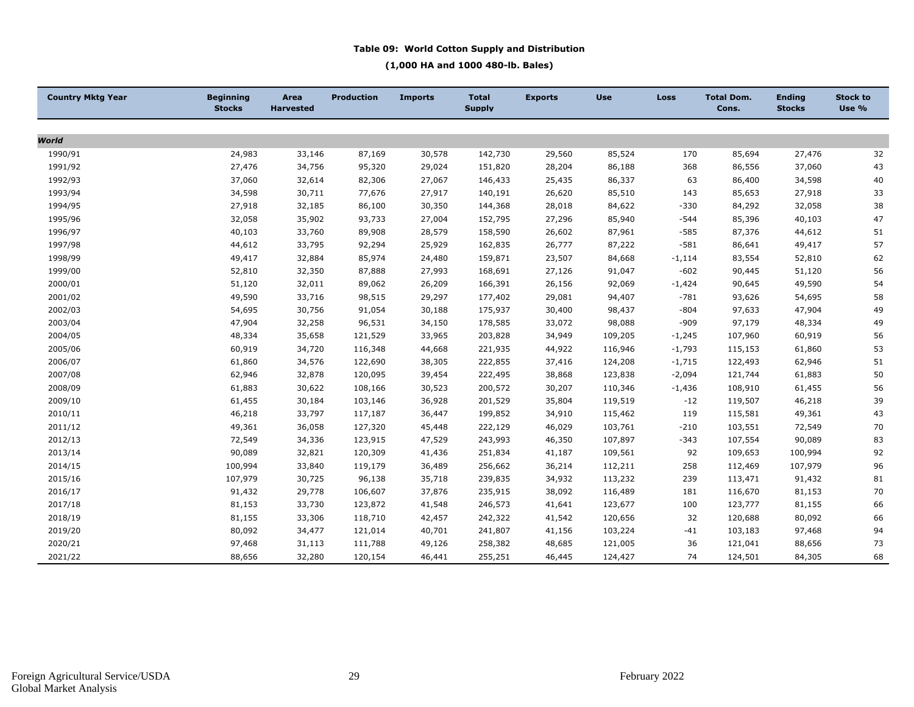### Table 09: World Cotton Supply and Distribution

**(1,000 HA and 1000 480-lb. Bales)**

| Country Mktg Year | Beginning Stocks | Area Harvested | Production | Imports | Total Supply | Exports | Use | Loss | Total Dom. Cons. | Ending Stocks | Stock to Use % |
|---|---|---|---|---|---|---|---|---|---|---|---|
| ***World*** | | | | | | | | | | | |
| 1990/91 | 24,983 | 33,146 | 87,169 | 30,578 | 142,730 | 29,560 | 85,524 | 170 | 85,694 | 27,476 | 32 |
| 1991/92 | 27,476 | 34,756 | 95,320 | 29,024 | 151,820 | 28,204 | 86,188 | 368 | 86,556 | 37,060 | 43 |
| 1992/93 | 37,060 | 32,614 | 82,306 | 27,067 | 146,433 | 25,435 | 86,337 | 63 | 86,400 | 34,598 | 40 |
| 1993/94 | 34,598 | 30,711 | 77,676 | 27,917 | 140,191 | 26,620 | 85,510 | 143 | 85,653 | 27,918 | 33 |
| 1994/95 | 27,918 | 32,185 | 86,100 | 30,350 | 144,368 | 28,018 | 84,622 | -330 | 84,292 | 32,058 | 38 |
| 1995/96 | 32,058 | 35,902 | 93,733 | 27,004 | 152,795 | 27,296 | 85,940 | -544 | 85,396 | 40,103 | 47 |
| 1996/97 | 40,103 | 33,760 | 89,908 | 28,579 | 158,590 | 26,602 | 87,961 | -585 | 87,376 | 44,612 | 51 |
| 1997/98 | 44,612 | 33,795 | 92,294 | 25,929 | 162,835 | 26,777 | 87,222 | -581 | 86,641 | 49,417 | 57 |
| 1998/99 | 49,417 | 32,884 | 85,974 | 24,480 | 159,871 | 23,507 | 84,668 | -1,114 | 83,554 | 52,810 | 62 |
| 1999/00 | 52,810 | 32,350 | 87,888 | 27,993 | 168,691 | 27,126 | 91,047 | -602 | 90,445 | 51,120 | 56 |
| 2000/01 | 51,120 | 32,011 | 89,062 | 26,209 | 166,391 | 26,156 | 92,069 | -1,424 | 90,645 | 49,590 | 54 |
| 2001/02 | 49,590 | 33,716 | 98,515 | 29,297 | 177,402 | 29,081 | 94,407 | -781 | 93,626 | 54,695 | 58 |
| 2002/03 | 54,695 | 30,756 | 91,054 | 30,188 | 175,937 | 30,400 | 98,437 | -804 | 97,633 | 47,904 | 49 |
| 2003/04 | 47,904 | 32,258 | 96,531 | 34,150 | 178,585 | 33,072 | 98,088 | -909 | 97,179 | 48,334 | 49 |
| 2004/05 | 48,334 | 35,658 | 121,529 | 33,965 | 203,828 | 34,949 | 109,205 | -1,245 | 107,960 | 60,919 | 56 |
| 2005/06 | 60,919 | 34,720 | 116,348 | 44,668 | 221,935 | 44,922 | 116,946 | -1,793 | 115,153 | 61,860 | 53 |
| 2006/07 | 61,860 | 34,576 | 122,690 | 38,305 | 222,855 | 37,416 | 124,208 | -1,715 | 122,493 | 62,946 | 51 |
| 2007/08 | 62,946 | 32,878 | 120,095 | 39,454 | 222,495 | 38,868 | 123,838 | -2,094 | 121,744 | 61,883 | 50 |
| 2008/09 | 61,883 | 30,622 | 108,166 | 30,523 | 200,572 | 30,207 | 110,346 | -1,436 | 108,910 | 61,455 | 56 |
| 2009/10 | 61,455 | 30,184 | 103,146 | 36,928 | 201,529 | 35,804 | 119,519 | -12 | 119,507 | 46,218 | 39 |
| 2010/11 | 46,218 | 33,797 | 117,187 | 36,447 | 199,852 | 34,910 | 115,462 | 119 | 115,581 | 49,361 | 43 |
| 2011/12 | 49,361 | 36,058 | 127,320 | 45,448 | 222,129 | 46,029 | 103,761 | -210 | 103,551 | 72,549 | 70 |
| 2012/13 | 72,549 | 34,336 | 123,915 | 47,529 | 243,993 | 46,350 | 107,897 | -343 | 107,554 | 90,089 | 83 |
| 2013/14 | 90,089 | 32,821 | 120,309 | 41,436 | 251,834 | 41,187 | 109,561 | 92 | 109,653 | 100,994 | 92 |
| 2014/15 | 100,994 | 33,840 | 119,179 | 36,489 | 256,662 | 36,214 | 112,211 | 258 | 112,469 | 107,979 | 96 |
| 2015/16 | 107,979 | 30,725 | 96,138 | 35,718 | 239,835 | 34,932 | 113,232 | 239 | 113,471 | 91,432 | 81 |
| 2016/17 | 91,432 | 29,778 | 106,607 | 37,876 | 235,915 | 38,092 | 116,489 | 181 | 116,670 | 81,153 | 70 |
| 2017/18 | 81,153 | 33,730 | 123,872 | 41,548 | 246,573 | 41,641 | 123,677 | 100 | 123,777 | 81,155 | 66 |
| 2018/19 | 81,155 | 33,306 | 118,710 | 42,457 | 242,322 | 41,542 | 120,656 | 32 | 120,688 | 80,092 | 66 |
| 2019/20 | 80,092 | 34,477 | 121,014 | 40,701 | 241,807 | 41,156 | 103,224 | -41 | 103,183 | 97,468 | 94 |
| 2020/21 | 97,468 | 31,113 | 111,788 | 49,126 | 258,382 | 48,685 | 121,005 | 36 | 121,041 | 88,656 | 73 |
| 2021/22 | 88,656 | 32,280 | 120,154 | 46,441 | 255,251 | 46,445 | 124,427 | 74 | 124,501 | 84,305 | 68 |

Foreign Agricultural Service/USDA
Global Market Analysis

February 2022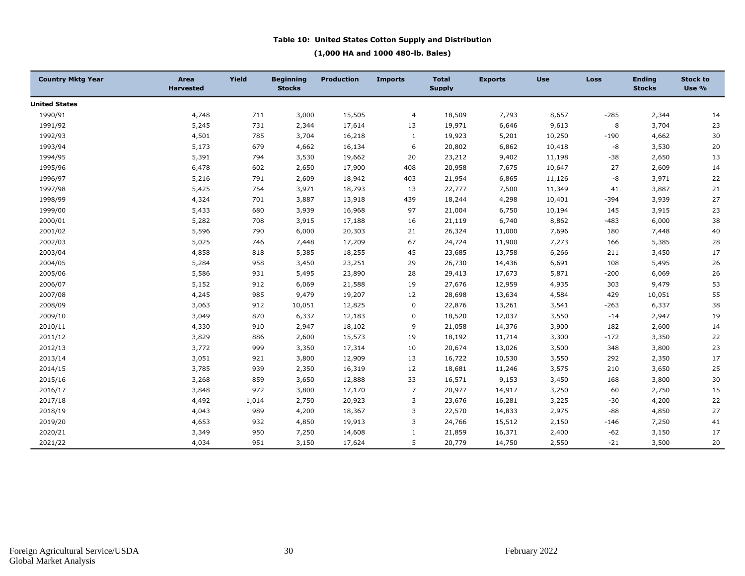**Table 10: United States Cotton Supply and Distribution**

**(1,000 HA and 1000 480-lb. Bales)**

| Country Mktg Year | Area Harvested | Yield | Beginning Stocks | Production | Imports | Total Supply | Exports | Use | Loss | Ending Stocks | Stock to Use % |
|---|---|---|---|---|---|---|---|---|---|---|---|
| **United States** | | | | | | | | | | | |
| 1990/91 | 4,748 | 711 | 3,000 | 15,505 | 4 | 18,509 | 7,793 | 8,657 | -285 | 2,344 | 14 |
| 1991/92 | 5,245 | 731 | 2,344 | 17,614 | 13 | 19,971 | 6,646 | 9,613 | 8 | 3,704 | 23 |
| 1992/93 | 4,501 | 785 | 3,704 | 16,218 | 1 | 19,923 | 5,201 | 10,250 | -190 | 4,662 | 30 |
| 1993/94 | 5,173 | 679 | 4,662 | 16,134 | 6 | 20,802 | 6,862 | 10,418 | -8 | 3,530 | 20 |
| 1994/95 | 5,391 | 794 | 3,530 | 19,662 | 20 | 23,212 | 9,402 | 11,198 | -38 | 2,650 | 13 |
| 1995/96 | 6,478 | 602 | 2,650 | 17,900 | 408 | 20,958 | 7,675 | 10,647 | 27 | 2,609 | 14 |
| 1996/97 | 5,216 | 791 | 2,609 | 18,942 | 403 | 21,954 | 6,865 | 11,126 | -8 | 3,971 | 22 |
| 1997/98 | 5,425 | 754 | 3,971 | 18,793 | 13 | 22,777 | 7,500 | 11,349 | 41 | 3,887 | 21 |
| 1998/99 | 4,324 | 701 | 3,887 | 13,918 | 439 | 18,244 | 4,298 | 10,401 | -394 | 3,939 | 27 |
| 1999/00 | 5,433 | 680 | 3,939 | 16,968 | 97 | 21,004 | 6,750 | 10,194 | 145 | 3,915 | 23 |
| 2000/01 | 5,282 | 708 | 3,915 | 17,188 | 16 | 21,119 | 6,740 | 8,862 | -483 | 6,000 | 38 |
| 2001/02 | 5,596 | 790 | 6,000 | 20,303 | 21 | 26,324 | 11,000 | 7,696 | 180 | 7,448 | 40 |
| 2002/03 | 5,025 | 746 | 7,448 | 17,209 | 67 | 24,724 | 11,900 | 7,273 | 166 | 5,385 | 28 |
| 2003/04 | 4,858 | 818 | 5,385 | 18,255 | 45 | 23,685 | 13,758 | 6,266 | 211 | 3,450 | 17 |
| 2004/05 | 5,284 | 958 | 3,450 | 23,251 | 29 | 26,730 | 14,436 | 6,691 | 108 | 5,495 | 26 |
| 2005/06 | 5,586 | 931 | 5,495 | 23,890 | 28 | 29,413 | 17,673 | 5,871 | -200 | 6,069 | 26 |
| 2006/07 | 5,152 | 912 | 6,069 | 21,588 | 19 | 27,676 | 12,959 | 4,935 | 303 | 9,479 | 53 |
| 2007/08 | 4,245 | 985 | 9,479 | 19,207 | 12 | 28,698 | 13,634 | 4,584 | 429 | 10,051 | 55 |
| 2008/09 | 3,063 | 912 | 10,051 | 12,825 | 0 | 22,876 | 13,261 | 3,541 | -263 | 6,337 | 38 |
| 2009/10 | 3,049 | 870 | 6,337 | 12,183 | 0 | 18,520 | 12,037 | 3,550 | -14 | 2,947 | 19 |
| 2010/11 | 4,330 | 910 | 2,947 | 18,102 | 9 | 21,058 | 14,376 | 3,900 | 182 | 2,600 | 14 |
| 2011/12 | 3,829 | 886 | 2,600 | 15,573 | 19 | 18,192 | 11,714 | 3,300 | -172 | 3,350 | 22 |
| 2012/13 | 3,772 | 999 | 3,350 | 17,314 | 10 | 20,674 | 13,026 | 3,500 | 348 | 3,800 | 23 |
| 2013/14 | 3,051 | 921 | 3,800 | 12,909 | 13 | 16,722 | 10,530 | 3,550 | 292 | 2,350 | 17 |
| 2014/15 | 3,785 | 939 | 2,350 | 16,319 | 12 | 18,681 | 11,246 | 3,575 | 210 | 3,650 | 25 |
| 2015/16 | 3,268 | 859 | 3,650 | 12,888 | 33 | 16,571 | 9,153 | 3,450 | 168 | 3,800 | 30 |
| 2016/17 | 3,848 | 972 | 3,800 | 17,170 | 7 | 20,977 | 14,917 | 3,250 | 60 | 2,750 | 15 |
| 2017/18 | 4,492 | 1,014 | 2,750 | 20,923 | 3 | 23,676 | 16,281 | 3,225 | -30 | 4,200 | 22 |
| 2018/19 | 4,043 | 989 | 4,200 | 18,367 | 3 | 22,570 | 14,833 | 2,975 | -88 | 4,850 | 27 |
| 2019/20 | 4,653 | 932 | 4,850 | 19,913 | 3 | 24,766 | 15,512 | 2,150 | -146 | 7,250 | 41 |
| 2020/21 | 3,349 | 950 | 7,250 | 14,608 | 1 | 21,859 | 16,371 | 2,400 | -62 | 3,150 | 17 |
| 2021/22 | 4,034 | 951 | 3,150 | 17,624 | 5 | 20,779 | 14,750 | 2,550 | -21 | 3,500 | 20 |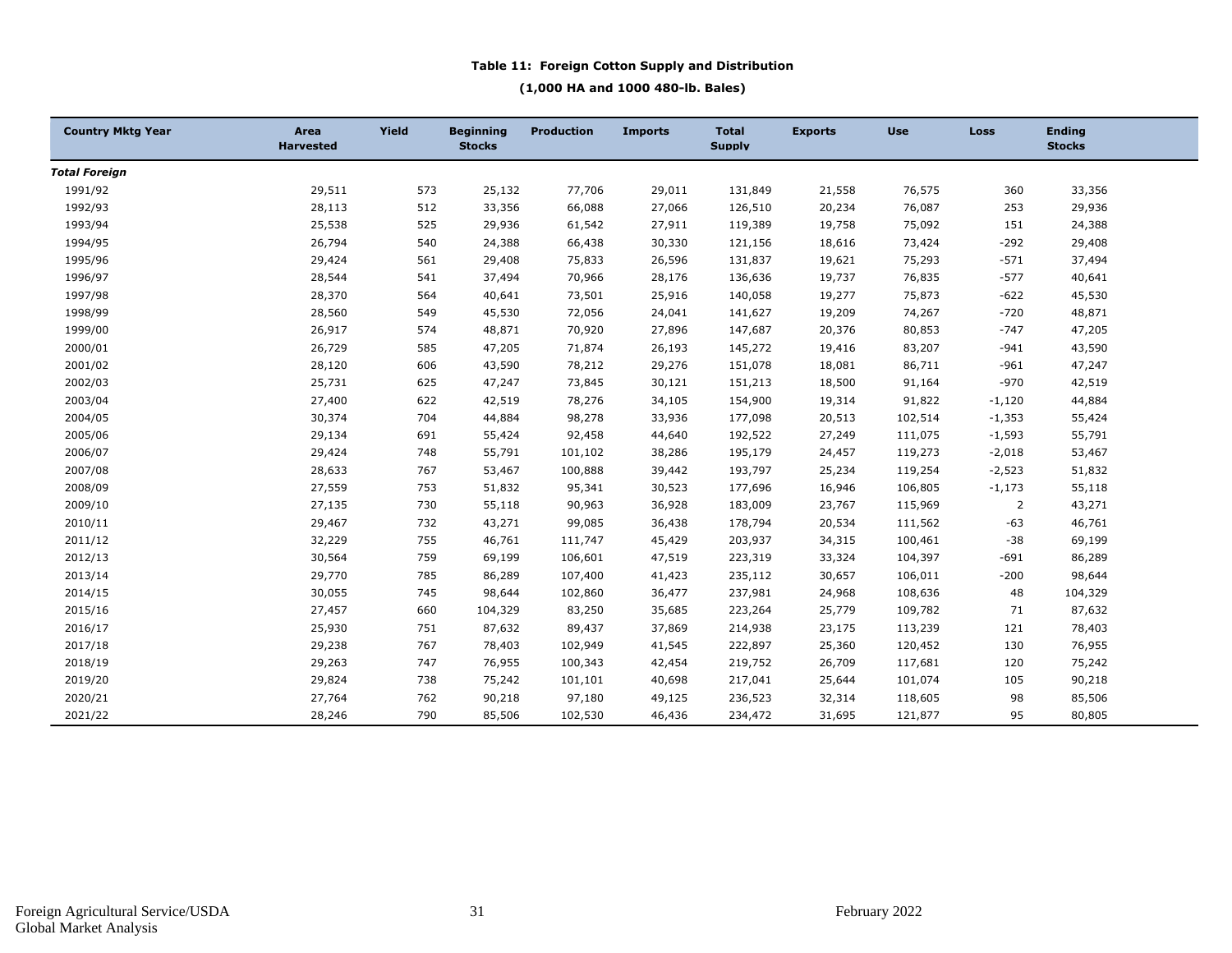**Table 11: Foreign Cotton Supply and Distribution**

**(1,000 HA and 1000 480-lb. Bales)**

| Country Mktg Year | Area Harvested | Yield | Beginning Stocks | Production | Imports | Total Supply | Exports | Use | Loss | Ending Stocks |
|---|---|---|---|---|---|---|---|---|---|---|
| ***Total Foreign*** | | | | | | | | | | |
| 1991/92 | 29,511 | 573 | 25,132 | 77,706 | 29,011 | 131,849 | 21,558 | 76,575 | 360 | 33,356 |
| 1992/93 | 28,113 | 512 | 33,356 | 66,088 | 27,066 | 126,510 | 20,234 | 76,087 | 253 | 29,936 |
| 1993/94 | 25,538 | 525 | 29,936 | 61,542 | 27,911 | 119,389 | 19,758 | 75,092 | 151 | 24,388 |
| 1994/95 | 26,794 | 540 | 24,388 | 66,438 | 30,330 | 121,156 | 18,616 | 73,424 | -292 | 29,408 |
| 1995/96 | 29,424 | 561 | 29,408 | 75,833 | 26,596 | 131,837 | 19,621 | 75,293 | -571 | 37,494 |
| 1996/97 | 28,544 | 541 | 37,494 | 70,966 | 28,176 | 136,636 | 19,737 | 76,835 | -577 | 40,641 |
| 1997/98 | 28,370 | 564 | 40,641 | 73,501 | 25,916 | 140,058 | 19,277 | 75,873 | -622 | 45,530 |
| 1998/99 | 28,560 | 549 | 45,530 | 72,056 | 24,041 | 141,627 | 19,209 | 74,267 | -720 | 48,871 |
| 1999/00 | 26,917 | 574 | 48,871 | 70,920 | 27,896 | 147,687 | 20,376 | 80,853 | -747 | 47,205 |
| 2000/01 | 26,729 | 585 | 47,205 | 71,874 | 26,193 | 145,272 | 19,416 | 83,207 | -941 | 43,590 |
| 2001/02 | 28,120 | 606 | 43,590 | 78,212 | 29,276 | 151,078 | 18,081 | 86,711 | -961 | 47,247 |
| 2002/03 | 25,731 | 625 | 47,247 | 73,845 | 30,121 | 151,213 | 18,500 | 91,164 | -970 | 42,519 |
| 2003/04 | 27,400 | 622 | 42,519 | 78,276 | 34,105 | 154,900 | 19,314 | 91,822 | -1,120 | 44,884 |
| 2004/05 | 30,374 | 704 | 44,884 | 98,278 | 33,936 | 177,098 | 20,513 | 102,514 | -1,353 | 55,424 |
| 2005/06 | 29,134 | 691 | 55,424 | 92,458 | 44,640 | 192,522 | 27,249 | 111,075 | -1,593 | 55,791 |
| 2006/07 | 29,424 | 748 | 55,791 | 101,102 | 38,286 | 195,179 | 24,457 | 119,273 | -2,018 | 53,467 |
| 2007/08 | 28,633 | 767 | 53,467 | 100,888 | 39,442 | 193,797 | 25,234 | 119,254 | -2,523 | 51,832 |
| 2008/09 | 27,559 | 753 | 51,832 | 95,341 | 30,523 | 177,696 | 16,946 | 106,805 | -1,173 | 55,118 |
| 2009/10 | 27,135 | 730 | 55,118 | 90,963 | 36,928 | 183,009 | 23,767 | 115,969 | 2 | 43,271 |
| 2010/11 | 29,467 | 732 | 43,271 | 99,085 | 36,438 | 178,794 | 20,534 | 111,562 | -63 | 46,761 |
| 2011/12 | 32,229 | 755 | 46,761 | 111,747 | 45,429 | 203,937 | 34,315 | 100,461 | -38 | 69,199 |
| 2012/13 | 30,564 | 759 | 69,199 | 106,601 | 47,519 | 223,319 | 33,324 | 104,397 | -691 | 86,289 |
| 2013/14 | 29,770 | 785 | 86,289 | 107,400 | 41,423 | 235,112 | 30,657 | 106,011 | -200 | 98,644 |
| 2014/15 | 30,055 | 745 | 98,644 | 102,860 | 36,477 | 237,981 | 24,968 | 108,636 | 48 | 104,329 |
| 2015/16 | 27,457 | 660 | 104,329 | 83,250 | 35,685 | 223,264 | 25,779 | 109,782 | 71 | 87,632 |
| 2016/17 | 25,930 | 751 | 87,632 | 89,437 | 37,869 | 214,938 | 23,175 | 113,239 | 121 | 78,403 |
| 2017/18 | 29,238 | 767 | 78,403 | 102,949 | 41,545 | 222,897 | 25,360 | 120,452 | 130 | 76,955 |
| 2018/19 | 29,263 | 747 | 76,955 | 100,343 | 42,454 | 219,752 | 26,709 | 117,681 | 120 | 75,242 |
| 2019/20 | 29,824 | 738 | 75,242 | 101,101 | 40,698 | 217,041 | 25,644 | 101,074 | 105 | 90,218 |
| 2020/21 | 27,764 | 762 | 90,218 | 97,180 | 49,125 | 236,523 | 32,314 | 118,605 | 98 | 85,506 |
| 2021/22 | 28,246 | 790 | 85,506 | 102,530 | 46,436 | 234,472 | 31,695 | 121,877 | 95 | 80,805 |